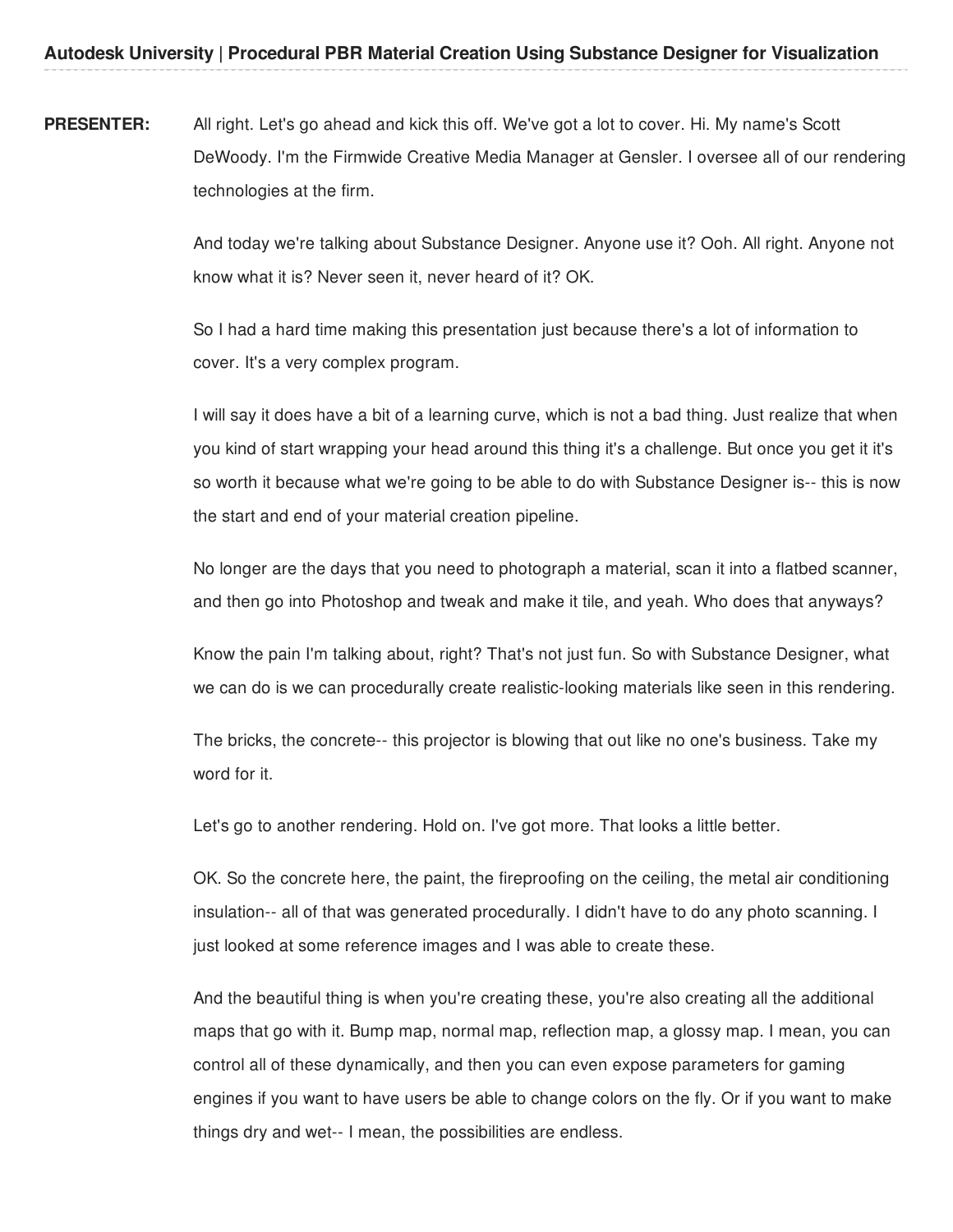**Autodesk University | Procedural PBR Material Creation Using Substance Designer for Visualization**

**PRESENTER:** All right. Let's go ahead and kick this off. We've got a lot to cover. Hi. My name's Scott DeWoody. I'm the Firmwide Creative Media Manager at Gensler. I oversee all of our rendering technologies at the firm.

And today we're talking about Substance Designer. Anyone use it? Ooh. All right. Anyone not know what it is? Never seen it, never heard of it? OK.

So I had a hard time making this presentation just because there's a lot of information to cover. It's a very complex program.

I will say it does have a bit of a learning curve, which is not a bad thing. Just realize that when you kind of start wrapping your head around this thing it's a challenge. But once you get it it's so worth it because what we're going to be able to do with Substance Designer is-- this is now the start and end of your material creation pipeline.

No longer are the days that you need to photograph a material, scan it into a flatbed scanner, and then go into Photoshop and tweak and make it tile, and yeah. Who does that anyways?

Know the pain I'm talking about, right? That's not just fun. So with Substance Designer, what we can do is we can procedurally create realistic-looking materials like seen in this rendering.

The bricks, the concrete-- this projector is blowing that out like no one's business. Take my word for it.

Let's go to another rendering. Hold on. I've got more. That looks a little better.

OK. So the concrete here, the paint, the fireproofing on the ceiling, the metal air conditioning insulation-- all of that was generated procedurally. I didn't have to do any photo scanning. I just looked at some reference images and I was able to create these.

And the beautiful thing is when you're creating these, you're also creating all the additional maps that go with it. Bump map, normal map, reflection map, a glossy map. I mean, you can control all of these dynamically, and then you can even expose parameters for gaming engines if you want to have users be able to change colors on the fly. Or if you want to make things dry and wet-- I mean, the possibilities are endless.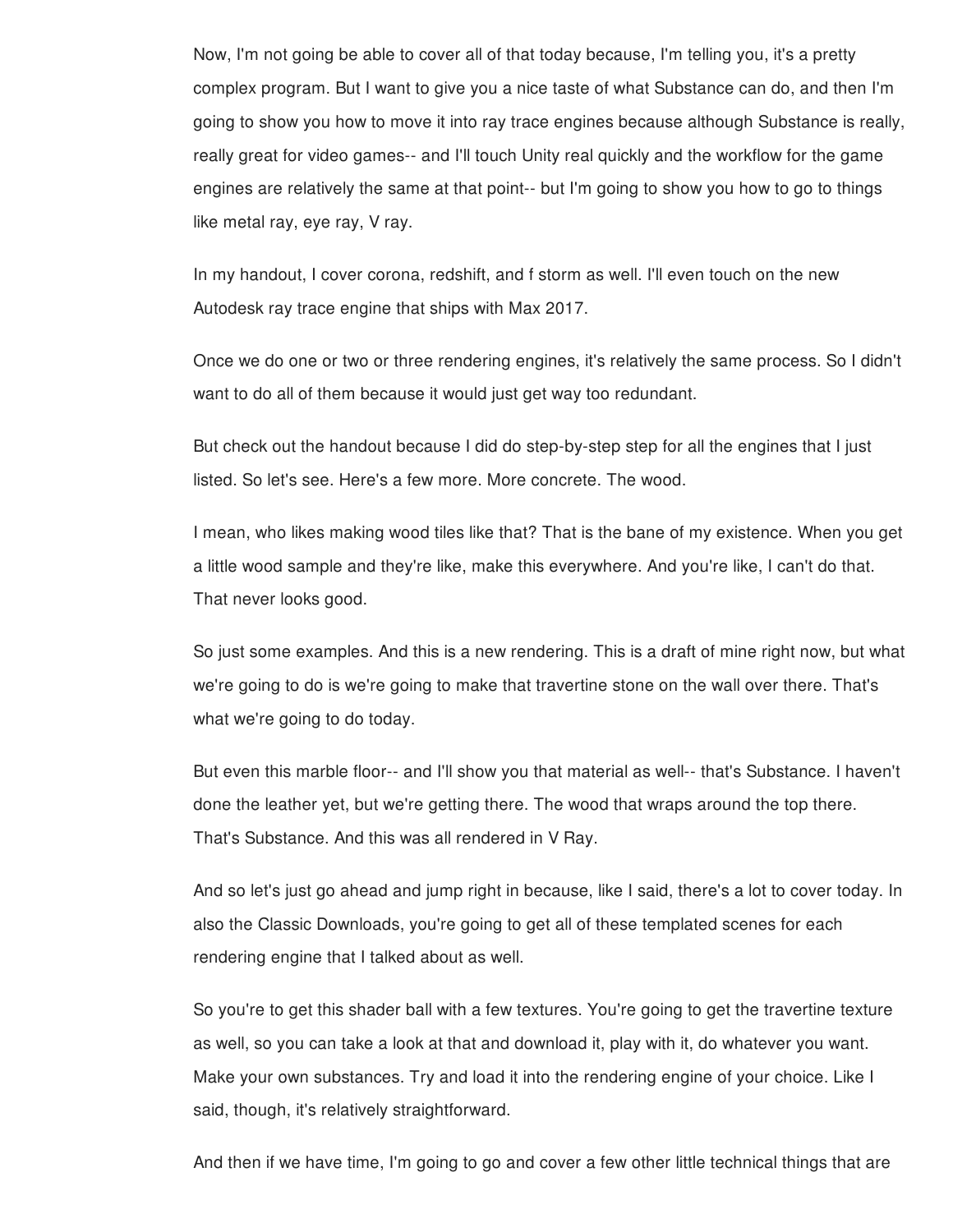Now, I'm not going be able to cover all of that today because, I'm telling you, it's a pretty complex program. But I want to give you a nice taste of what Substance can do, and then I'm going to show you how to move it into ray trace engines because although Substance is really, really great for video games-- and I'll touch Unity real quickly and the workflow for the game engines are relatively the same at that point-- but I'm going to show you how to go to things like metal ray, eye ray, V ray.

In my handout, I cover corona, redshift, and f storm as well. I'll even touch on the new Autodesk ray trace engine that ships with Max 2017.

Once we do one or two or three rendering engines, it's relatively the same process. So I didn't want to do all of them because it would just get way too redundant.

But check out the handout because I did do step-by-step step for all the engines that I just listed. So let's see. Here's a few more. More concrete. The wood.

I mean, who likes making wood tiles like that? That is the bane of my existence. When you get a little wood sample and they're like, make this everywhere. And you're like, I can't do that. That never looks good.

So just some examples. And this is a new rendering. This is a draft of mine right now, but what we're going to do is we're going to make that travertine stone on the wall over there. That's what we're going to do today.

But even this marble floor-- and I'll show you that material as well-- that's Substance. I haven't done the leather yet, but we're getting there. The wood that wraps around the top there. That's Substance. And this was all rendered in V Ray.

And so let's just go ahead and jump right in because, like I said, there's a lot to cover today. In also the Classic Downloads, you're going to get all of these templated scenes for each rendering engine that I talked about as well.

So you're to get this shader ball with a few textures. You're going to get the travertine texture as well, so you can take a look at that and download it, play with it, do whatever you want. Make your own substances. Try and load it into the rendering engine of your choice. Like I said, though, it's relatively straightforward.

And then if we have time, I'm going to go and cover a few other little technical things that are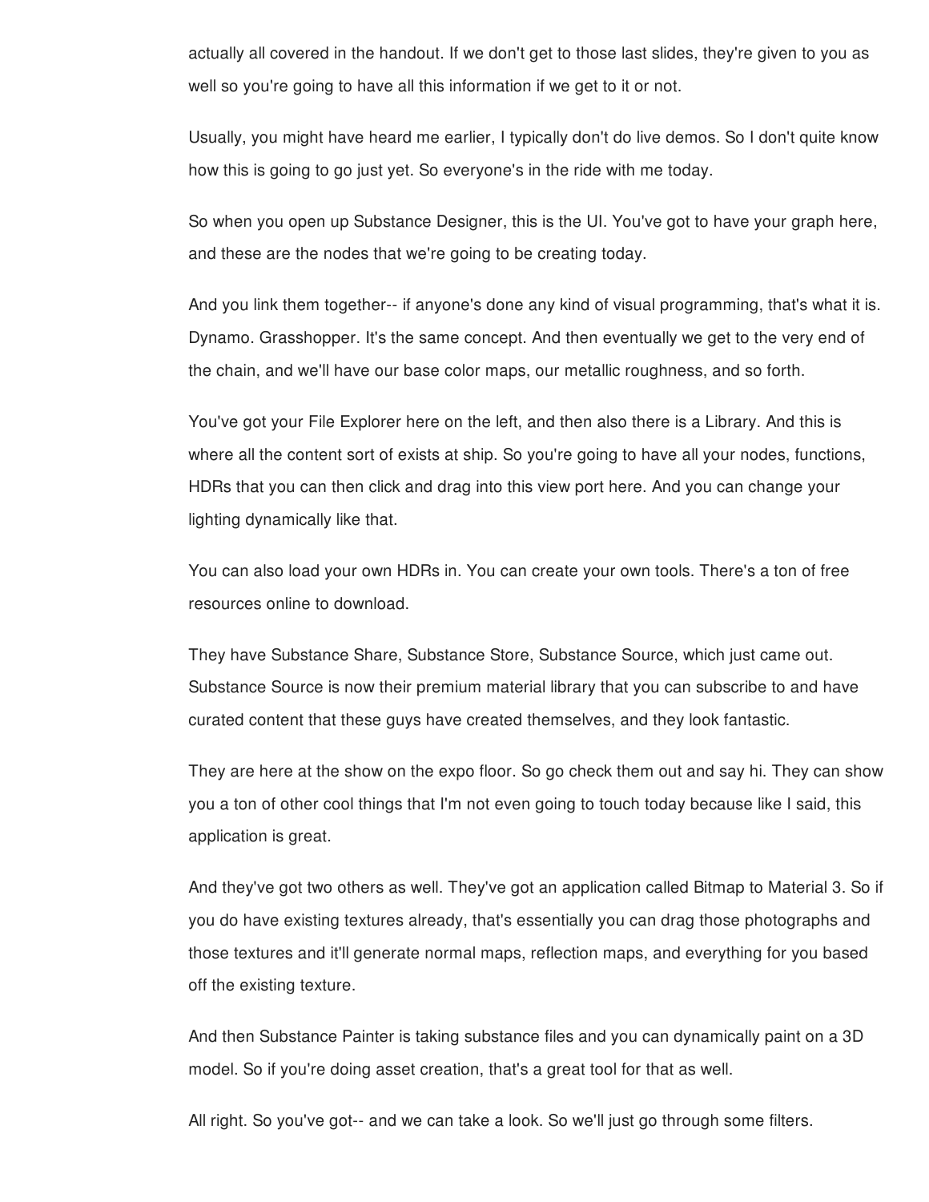actually all covered in the handout. If we don't get to those last slides, they're given to you as well so you're going to have all this information if we get to it or not.

Usually, you might have heard me earlier, I typically don't do live demos. So I don't quite know how this is going to go just yet. So everyone's in the ride with me today.

So when you open up Substance Designer, this is the UI. You've got to have your graph here, and these are the nodes that we're going to be creating today.

And you link them together-- if anyone's done any kind of visual programming, that's what it is. Dynamo. Grasshopper. It's the same concept. And then eventually we get to the very end of the chain, and we'll have our base color maps, our metallic roughness, and so forth.

You've got your File Explorer here on the left, and then also there is a Library. And this is where all the content sort of exists at ship. So you're going to have all your nodes, functions, HDRs that you can then click and drag into this view port here. And you can change your lighting dynamically like that.

You can also load your own HDRs in. You can create your own tools. There's a ton of free resources online to download.

They have Substance Share, Substance Store, Substance Source, which just came out. Substance Source is now their premium material library that you can subscribe to and have curated content that these guys have created themselves, and they look fantastic.

They are here at the show on the expo floor. So go check them out and say hi. They can show you a ton of other cool things that I'm not even going to touch today because like I said, this application is great.

And they've got two others as well. They've got an application called Bitmap to Material 3. So if you do have existing textures already, that's essentially you can drag those photographs and those textures and it'll generate normal maps, reflection maps, and everything for you based off the existing texture.

And then Substance Painter is taking substance files and you can dynamically paint on a 3D model. So if you're doing asset creation, that's a great tool for that as well.

All right. So you've got-- and we can take a look. So we'll just go through some filters.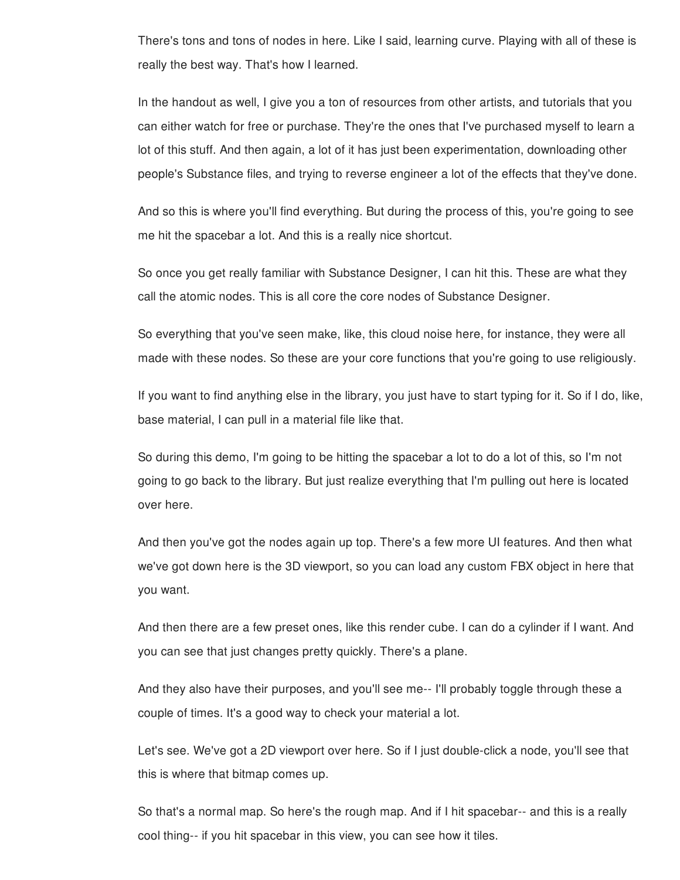There's tons and tons of nodes in here. Like I said, learning curve. Playing with all of these is really the best way. That's how I learned.

In the handout as well, I give you a ton of resources from other artists, and tutorials that you can either watch for free or purchase. They're the ones that I've purchased myself to learn a lot of this stuff. And then again, a lot of it has just been experimentation, downloading other people's Substance files, and trying to reverse engineer a lot of the effects that they've done.

And so this is where you'll find everything. But during the process of this, you're going to see me hit the spacebar a lot. And this is a really nice shortcut.

So once you get really familiar with Substance Designer, I can hit this. These are what they call the atomic nodes. This is all core the core nodes of Substance Designer.

So everything that you've seen make, like, this cloud noise here, for instance, they were all made with these nodes. So these are your core functions that you're going to use religiously.

If you want to find anything else in the library, you just have to start typing for it. So if I do, like, base material, I can pull in a material file like that.

So during this demo, I'm going to be hitting the spacebar a lot to do a lot of this, so I'm not going to go back to the library. But just realize everything that I'm pulling out here is located over here.

And then you've got the nodes again up top. There's a few more UI features. And then what we've got down here is the 3D viewport, so you can load any custom FBX object in here that you want.

And then there are a few preset ones, like this render cube. I can do a cylinder if I want. And you can see that just changes pretty quickly. There's a plane.

And they also have their purposes, and you'll see me-- I'll probably toggle through these a couple of times. It's a good way to check your material a lot.

Let's see. We've got a 2D viewport over here. So if I just double-click a node, you'll see that this is where that bitmap comes up.

So that's a normal map. So here's the rough map. And if I hit spacebar-- and this is a really cool thing-- if you hit spacebar in this view, you can see how it tiles.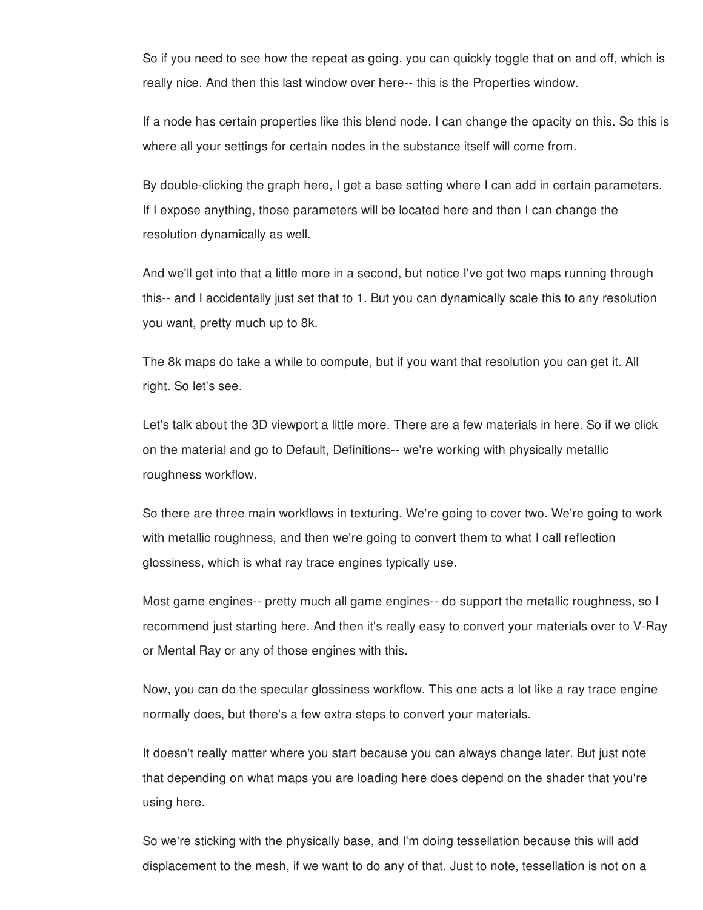So if you need to see how the repeat as going, you can quickly toggle that on and off, which is really nice. And then this last window over here-- this is the Properties window.

If a node has certain properties like this blend node, I can change the opacity on this. So this is where all your settings for certain nodes in the substance itself will come from.

By double-clicking the graph here, I get a base setting where I can add in certain parameters. If I expose anything, those parameters will be located here and then I can change the resolution dynamically as well.

And we'll get into that a little more in a second, but notice I've got two maps running through this-- and I accidentally just set that to 1. But you can dynamically scale this to any resolution you want, pretty much up to 8k.

The 8k maps do take a while to compute, but if you want that resolution you can get it. All right. So let's see.

Let's talk about the 3D viewport a little more. There are a few materials in here. So if we click on the material and go to Default, Definitions-- we're working with physically metallic roughness workflow.

So there are three main workflows in texturing. We're going to cover two. We're going to work with metallic roughness, and then we're going to convert them to what I call reflection glossiness, which is what ray trace engines typically use.

Most game engines-- pretty much all game engines-- do support the metallic roughness, so I recommend just starting here. And then it's really easy to convert your materials over to V-Ray or Mental Ray or any of those engines with this.

Now, you can do the specular glossiness workflow. This one acts a lot like a ray trace engine normally does, but there's a few extra steps to convert your materials.

It doesn't really matter where you start because you can always change later. But just note that depending on what maps you are loading here does depend on the shader that you're using here.

So we're sticking with the physically base, and I'm doing tessellation because this will add displacement to the mesh, if we want to do any of that. Just to note, tessellation is not on a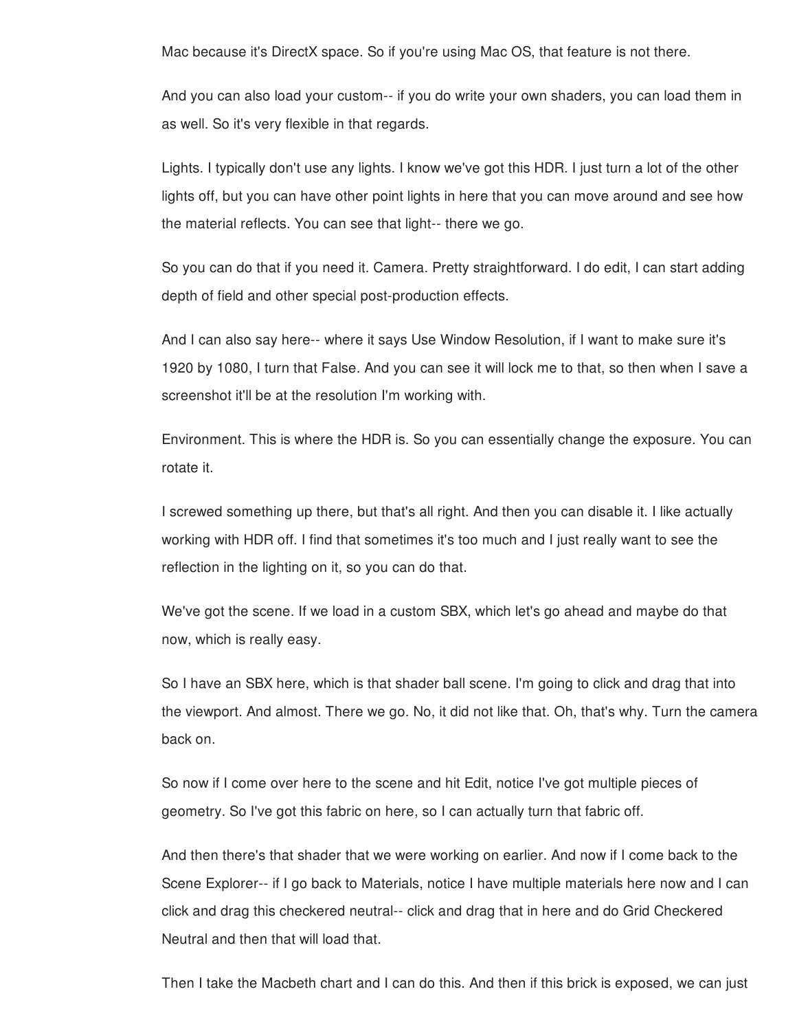Mac because it's DirectX space. So if you're using Mac OS, that feature is not there.

And you can also load your custom-- if you do write your own shaders, you can load them in as well. So it's very flexible in that regards.

Lights. I typically don't use any lights. I know we've got this HDR. I just turn a lot of the other lights off, but you can have other point lights in here that you can move around and see how the material reflects. You can see that light-- there we go.

So you can do that if you need it. Camera. Pretty straightforward. I do edit, I can start adding depth of field and other special post-production effects.

And I can also say here-- where it says Use Window Resolution, if I want to make sure it's 1920 by 1080, I turn that False. And you can see it will lock me to that, so then when I save a screenshot it'll be at the resolution I'm working with.

Environment. This is where the HDR is. So you can essentially change the exposure. You can rotate it.

I screwed something up there, but that's all right. And then you can disable it. I like actually working with HDR off. I find that sometimes it's too much and I just really want to see the reflection in the lighting on it, so you can do that.

We've got the scene. If we load in a custom SBX, which let's go ahead and maybe do that now, which is really easy.

So I have an SBX here, which is that shader ball scene. I'm going to click and drag that into the viewport. And almost. There we go. No, it did not like that. Oh, that's why. Turn the camera back on.

So now if I come over here to the scene and hit Edit, notice I've got multiple pieces of geometry. So I've got this fabric on here, so I can actually turn that fabric off.

And then there's that shader that we were working on earlier. And now if I come back to the Scene Explorer-- if I go back to Materials, notice I have multiple materials here now and I can click and drag this checkered neutral-- click and drag that in here and do Grid Checkered Neutral and then that will load that.

Then I take the Macbeth chart and I can do this. And then if this brick is exposed, we can just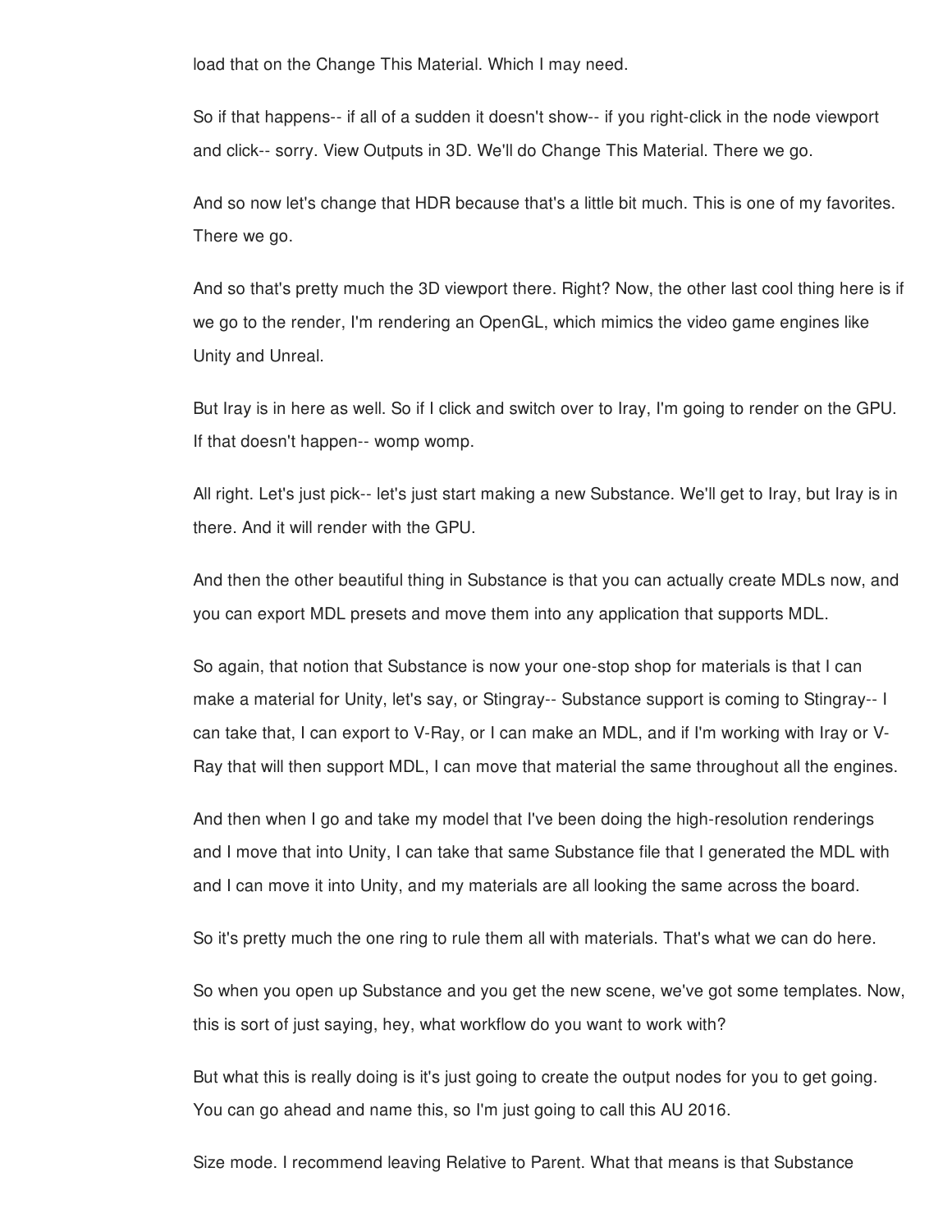load that on the Change This Material. Which I may need.

So if that happens-- if all of a sudden it doesn't show-- if you right-click in the node viewport and click-- sorry. View Outputs in 3D. We'll do Change This Material. There we go.

And so now let's change that HDR because that's a little bit much. This is one of my favorites. There we go.

And so that's pretty much the 3D viewport there. Right? Now, the other last cool thing here is if we go to the render, I'm rendering an OpenGL, which mimics the video game engines like Unity and Unreal.

But Iray is in here as well. So if I click and switch over to Iray, I'm going to render on the GPU. If that doesn't happen-- womp womp.

All right. Let's just pick-- let's just start making a new Substance. We'll get to Iray, but Iray is in there. And it will render with the GPU.

And then the other beautiful thing in Substance is that you can actually create MDLs now, and you can export MDL presets and move them into any application that supports MDL.

So again, that notion that Substance is now your one-stop shop for materials is that I can make a material for Unity, let's say, or Stingray-- Substance support is coming to Stingray-- I can take that, I can export to V-Ray, or I can make an MDL, and if I'm working with Iray or V-Ray that will then support MDL, I can move that material the same throughout all the engines.

And then when I go and take my model that I've been doing the high-resolution renderings and I move that into Unity, I can take that same Substance file that I generated the MDL with and I can move it into Unity, and my materials are all looking the same across the board.

So it's pretty much the one ring to rule them all with materials. That's what we can do here.

So when you open up Substance and you get the new scene, we've got some templates. Now, this is sort of just saying, hey, what workflow do you want to work with?

But what this is really doing is it's just going to create the output nodes for you to get going. You can go ahead and name this, so I'm just going to call this AU 2016.

Size mode. I recommend leaving Relative to Parent. What that means is that Substance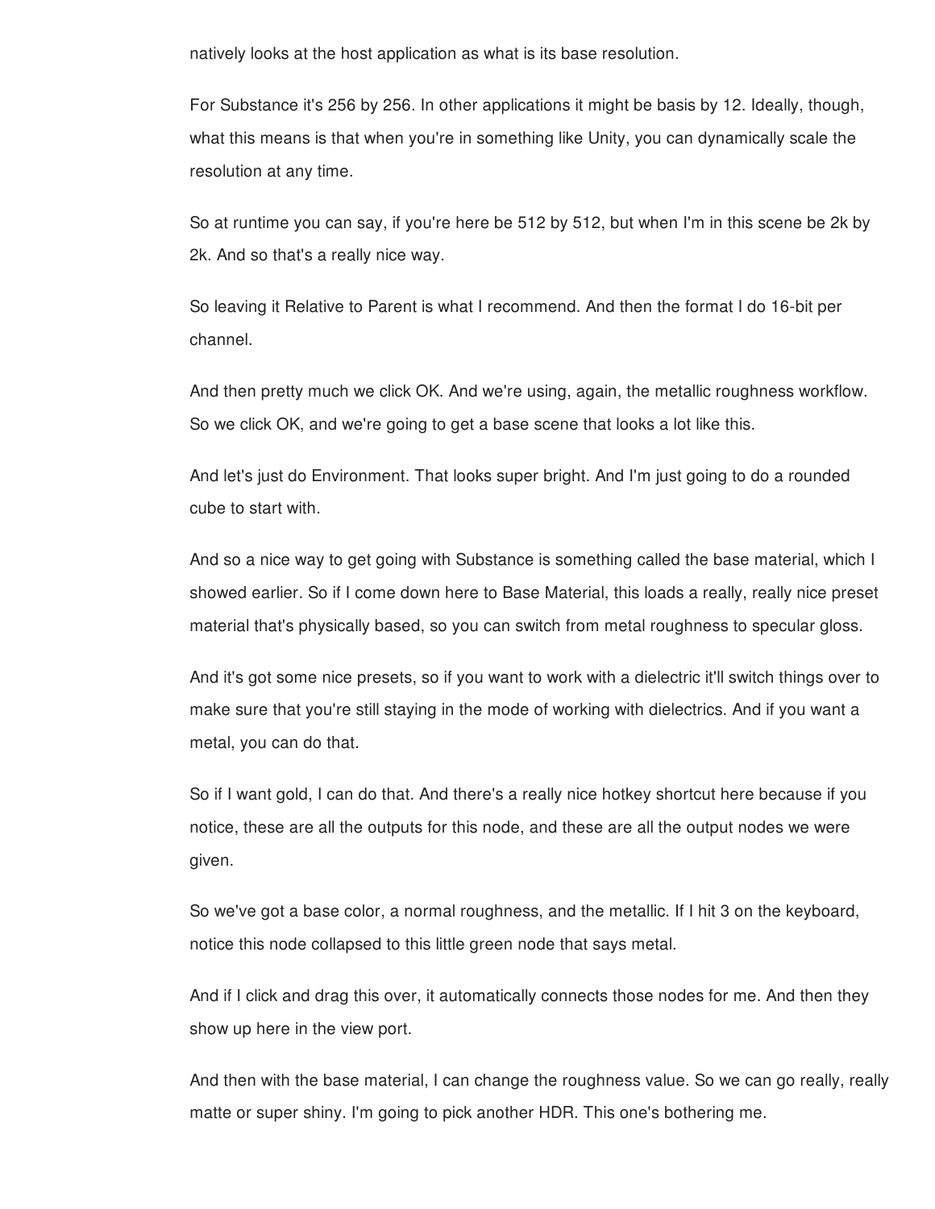natively looks at the host application as what is its base resolution.

For Substance it's 256 by 256. In other applications it might be basis by 12. Ideally, though, what this means is that when you're in something like Unity, you can dynamically scale the resolution at any time.

So at runtime you can say, if you're here be 512 by 512, but when I'm in this scene be 2k by 2k. And so that's a really nice way.

So leaving it Relative to Parent is what I recommend. And then the format I do 16-bit per channel.

And then pretty much we click OK. And we're using, again, the metallic roughness workflow. So we click OK, and we're going to get a base scene that looks a lot like this.

And let's just do Environment. That looks super bright. And I'm just going to do a rounded cube to start with.

And so a nice way to get going with Substance is something called the base material, which I showed earlier. So if I come down here to Base Material, this loads a really, really nice preset material that's physically based, so you can switch from metal roughness to specular gloss.

And it's got some nice presets, so if you want to work with a dielectric it'll switch things over to make sure that you're still staying in the mode of working with dielectrics. And if you want a metal, you can do that.

So if I want gold, I can do that. And there's a really nice hotkey shortcut here because if you notice, these are all the outputs for this node, and these are all the output nodes we were given.

So we've got a base color, a normal roughness, and the metallic. If I hit 3 on the keyboard, notice this node collapsed to this little green node that says metal.

And if I click and drag this over, it automatically connects those nodes for me. And then they show up here in the view port.

And then with the base material, I can change the roughness value. So we can go really, really matte or super shiny. I'm going to pick another HDR. This one's bothering me.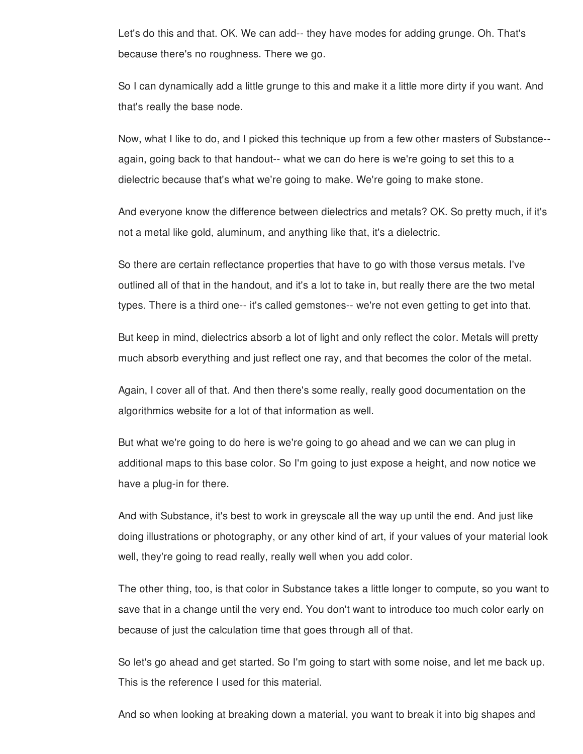Let's do this and that. OK. We can add-- they have modes for adding grunge. Oh. That's because there's no roughness. There we go.

So I can dynamically add a little grunge to this and make it a little more dirty if you want. And that's really the base node.

Now, what I like to do, and I picked this technique up from a few other masters of Substance-- again, going back to that handout-- what we can do here is we're going to set this to a dielectric because that's what we're going to make. We're going to make stone.

And everyone know the difference between dielectrics and metals? OK. So pretty much, if it's not a metal like gold, aluminum, and anything like that, it's a dielectric.

So there are certain reflectance properties that have to go with those versus metals. I've outlined all of that in the handout, and it's a lot to take in, but really there are the two metal types. There is a third one-- it's called gemstones-- we're not even getting to get into that.

But keep in mind, dielectrics absorb a lot of light and only reflect the color. Metals will pretty much absorb everything and just reflect one ray, and that becomes the color of the metal.

Again, I cover all of that. And then there's some really, really good documentation on the algorithmics website for a lot of that information as well.

But what we're going to do here is we're going to go ahead and we can we can plug in additional maps to this base color. So I'm going to just expose a height, and now notice we have a plug-in for there.

And with Substance, it's best to work in greyscale all the way up until the end. And just like doing illustrations or photography, or any other kind of art, if your values of your material look well, they're going to read really, really well when you add color.

The other thing, too, is that color in Substance takes a little longer to compute, so you want to save that in a change until the very end. You don't want to introduce too much color early on because of just the calculation time that goes through all of that.

So let's go ahead and get started. So I'm going to start with some noise, and let me back up. This is the reference I used for this material.

And so when looking at breaking down a material, you want to break it into big shapes and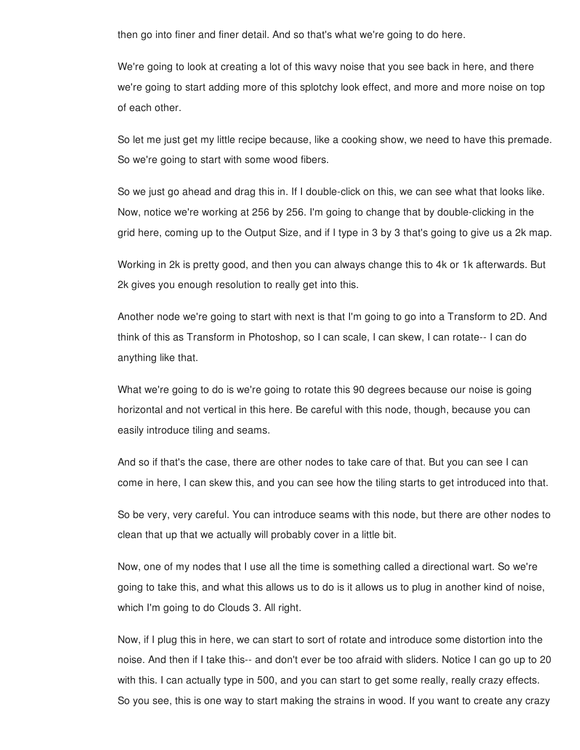then go into finer and finer detail. And so that's what we're going to do here.

We're going to look at creating a lot of this wavy noise that you see back in here, and there we're going to start adding more of this splotchy look effect, and more and more noise on top of each other.

So let me just get my little recipe because, like a cooking show, we need to have this premade. So we're going to start with some wood fibers.

So we just go ahead and drag this in. If I double-click on this, we can see what that looks like. Now, notice we're working at 256 by 256. I'm going to change that by double-clicking in the grid here, coming up to the Output Size, and if I type in 3 by 3 that's going to give us a 2k map.

Working in 2k is pretty good, and then you can always change this to 4k or 1k afterwards. But 2k gives you enough resolution to really get into this.

Another node we're going to start with next is that I'm going to go into a Transform to 2D. And think of this as Transform in Photoshop, so I can scale, I can skew, I can rotate-- I can do anything like that.

What we're going to do is we're going to rotate this 90 degrees because our noise is going horizontal and not vertical in this here. Be careful with this node, though, because you can easily introduce tiling and seams.

And so if that's the case, there are other nodes to take care of that. But you can see I can come in here, I can skew this, and you can see how the tiling starts to get introduced into that.

So be very, very careful. You can introduce seams with this node, but there are other nodes to clean that up that we actually will probably cover in a little bit.

Now, one of my nodes that I use all the time is something called a directional wart. So we're going to take this, and what this allows us to do is it allows us to plug in another kind of noise, which I'm going to do Clouds 3. All right.

Now, if I plug this in here, we can start to sort of rotate and introduce some distortion into the noise. And then if I take this-- and don't ever be too afraid with sliders. Notice I can go up to 20 with this. I can actually type in 500, and you can start to get some really, really crazy effects. So you see, this is one way to start making the strains in wood. If you want to create any crazy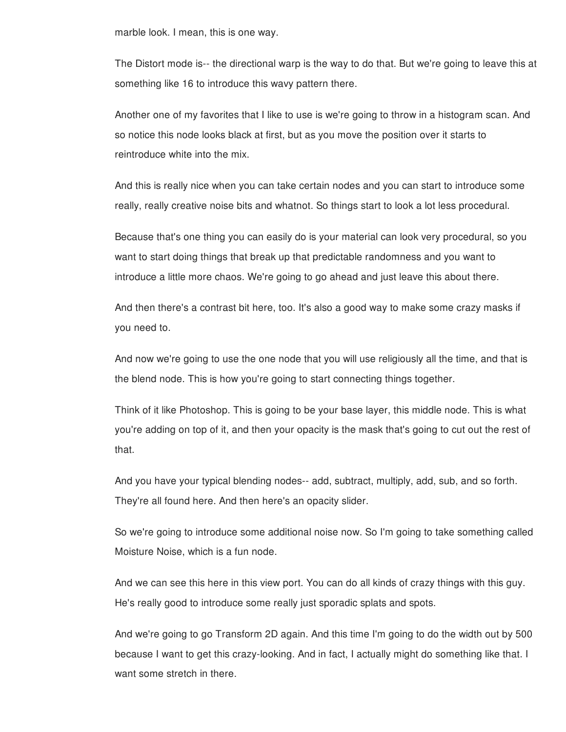marble look. I mean, this is one way.

The Distort mode is-- the directional warp is the way to do that. But we're going to leave this at something like 16 to introduce this wavy pattern there.

Another one of my favorites that I like to use is we're going to throw in a histogram scan. And so notice this node looks black at first, but as you move the position over it starts to reintroduce white into the mix.

And this is really nice when you can take certain nodes and you can start to introduce some really, really creative noise bits and whatnot. So things start to look a lot less procedural.

Because that's one thing you can easily do is your material can look very procedural, so you want to start doing things that break up that predictable randomness and you want to introduce a little more chaos. We're going to go ahead and just leave this about there.

And then there's a contrast bit here, too. It's also a good way to make some crazy masks if you need to.

And now we're going to use the one node that you will use religiously all the time, and that is the blend node. This is how you're going to start connecting things together.

Think of it like Photoshop. This is going to be your base layer, this middle node. This is what you're adding on top of it, and then your opacity is the mask that's going to cut out the rest of that.

And you have your typical blending nodes-- add, subtract, multiply, add, sub, and so forth. They're all found here. And then here's an opacity slider.

So we're going to introduce some additional noise now. So I'm going to take something called Moisture Noise, which is a fun node.

And we can see this here in this view port. You can do all kinds of crazy things with this guy. He's really good to introduce some really just sporadic splats and spots.

And we're going to go Transform 2D again. And this time I'm going to do the width out by 500 because I want to get this crazy-looking. And in fact, I actually might do something like that. I want some stretch in there.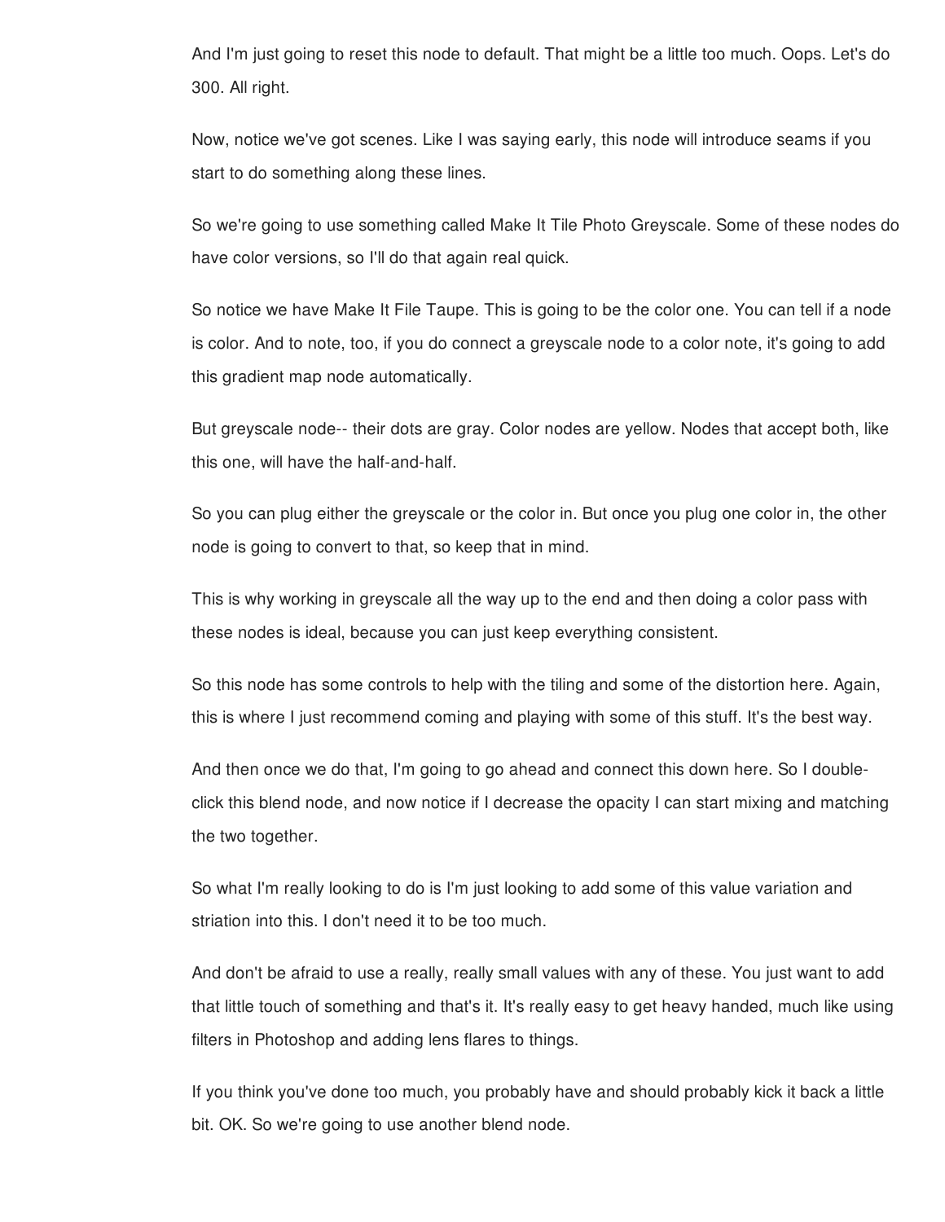And I'm just going to reset this node to default. That might be a little too much. Oops. Let's do 300. All right.

Now, notice we've got scenes. Like I was saying early, this node will introduce seams if you start to do something along these lines.

So we're going to use something called Make It Tile Photo Greyscale. Some of these nodes do have color versions, so I'll do that again real quick.

So notice we have Make It File Taupe. This is going to be the color one. You can tell if a node is color. And to note, too, if you do connect a greyscale node to a color note, it's going to add this gradient map node automatically.

But greyscale node-- their dots are gray. Color nodes are yellow. Nodes that accept both, like this one, will have the half-and-half.

So you can plug either the greyscale or the color in. But once you plug one color in, the other node is going to convert to that, so keep that in mind.

This is why working in greyscale all the way up to the end and then doing a color pass with these nodes is ideal, because you can just keep everything consistent.

So this node has some controls to help with the tiling and some of the distortion here. Again, this is where I just recommend coming and playing with some of this stuff. It's the best way.

And then once we do that, I'm going to go ahead and connect this down here. So I double-click this blend node, and now notice if I decrease the opacity I can start mixing and matching the two together.

So what I'm really looking to do is I'm just looking to add some of this value variation and striation into this. I don't need it to be too much.

And don't be afraid to use a really, really small values with any of these. You just want to add that little touch of something and that's it. It's really easy to get heavy handed, much like using filters in Photoshop and adding lens flares to things.

If you think you've done too much, you probably have and should probably kick it back a little bit. OK. So we're going to use another blend node.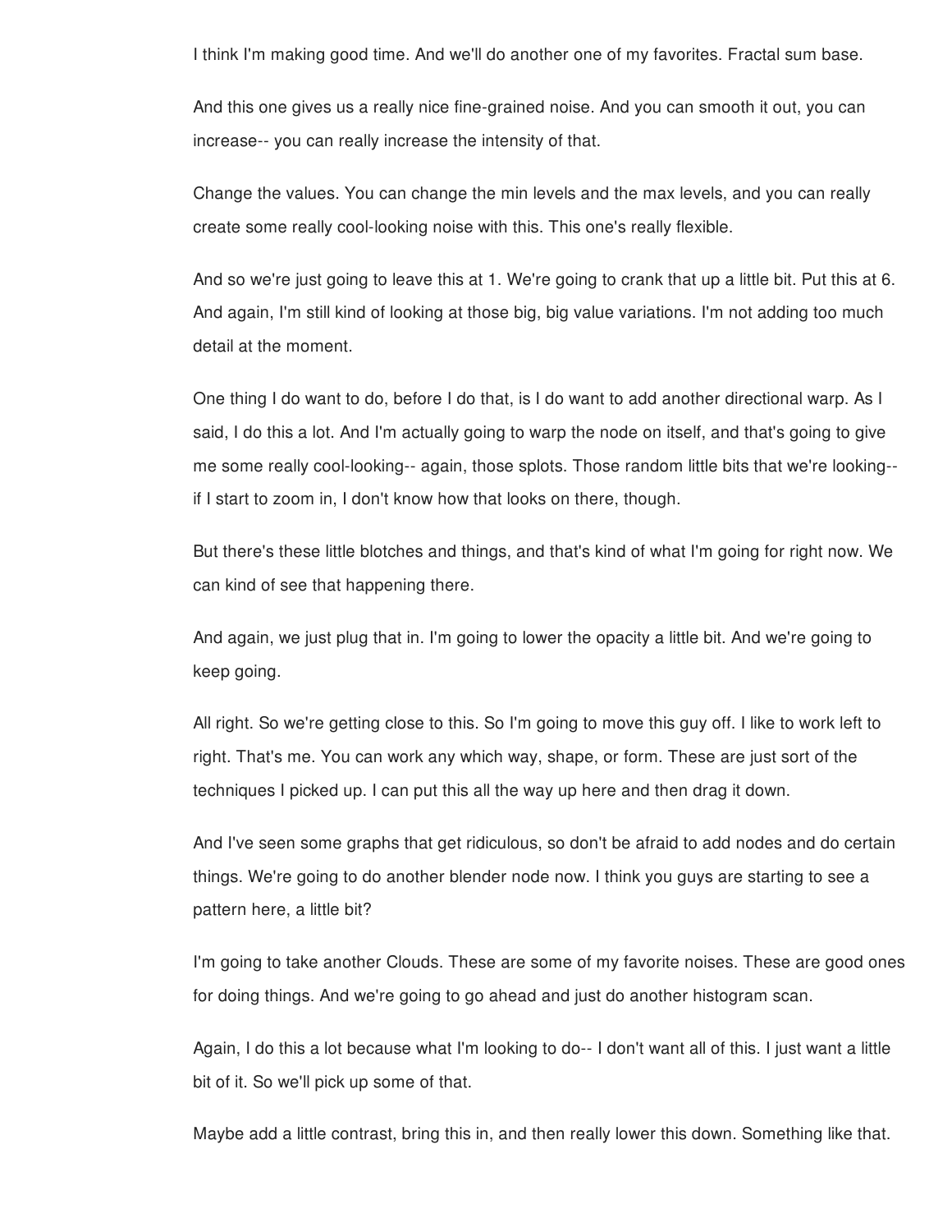I think I'm making good time. And we'll do another one of my favorites. Fractal sum base.

And this one gives us a really nice fine-grained noise. And you can smooth it out, you can increase-- you can really increase the intensity of that.

Change the values. You can change the min levels and the max levels, and you can really create some really cool-looking noise with this. This one's really flexible.

And so we're just going to leave this at 1. We're going to crank that up a little bit. Put this at 6. And again, I'm still kind of looking at those big, big value variations. I'm not adding too much detail at the moment.

One thing I do want to do, before I do that, is I do want to add another directional warp. As I said, I do this a lot. And I'm actually going to warp the node on itself, and that's going to give me some really cool-looking-- again, those splots. Those random little bits that we're looking-- if I start to zoom in, I don't know how that looks on there, though.

But there's these little blotches and things, and that's kind of what I'm going for right now. We can kind of see that happening there.

And again, we just plug that in. I'm going to lower the opacity a little bit. And we're going to keep going.

All right. So we're getting close to this. So I'm going to move this guy off. I like to work left to right. That's me. You can work any which way, shape, or form. These are just sort of the techniques I picked up. I can put this all the way up here and then drag it down.

And I've seen some graphs that get ridiculous, so don't be afraid to add nodes and do certain things. We're going to do another blender node now. I think you guys are starting to see a pattern here, a little bit?

I'm going to take another Clouds. These are some of my favorite noises. These are good ones for doing things. And we're going to go ahead and just do another histogram scan.

Again, I do this a lot because what I'm looking to do-- I don't want all of this. I just want a little bit of it. So we'll pick up some of that.

Maybe add a little contrast, bring this in, and then really lower this down. Something like that.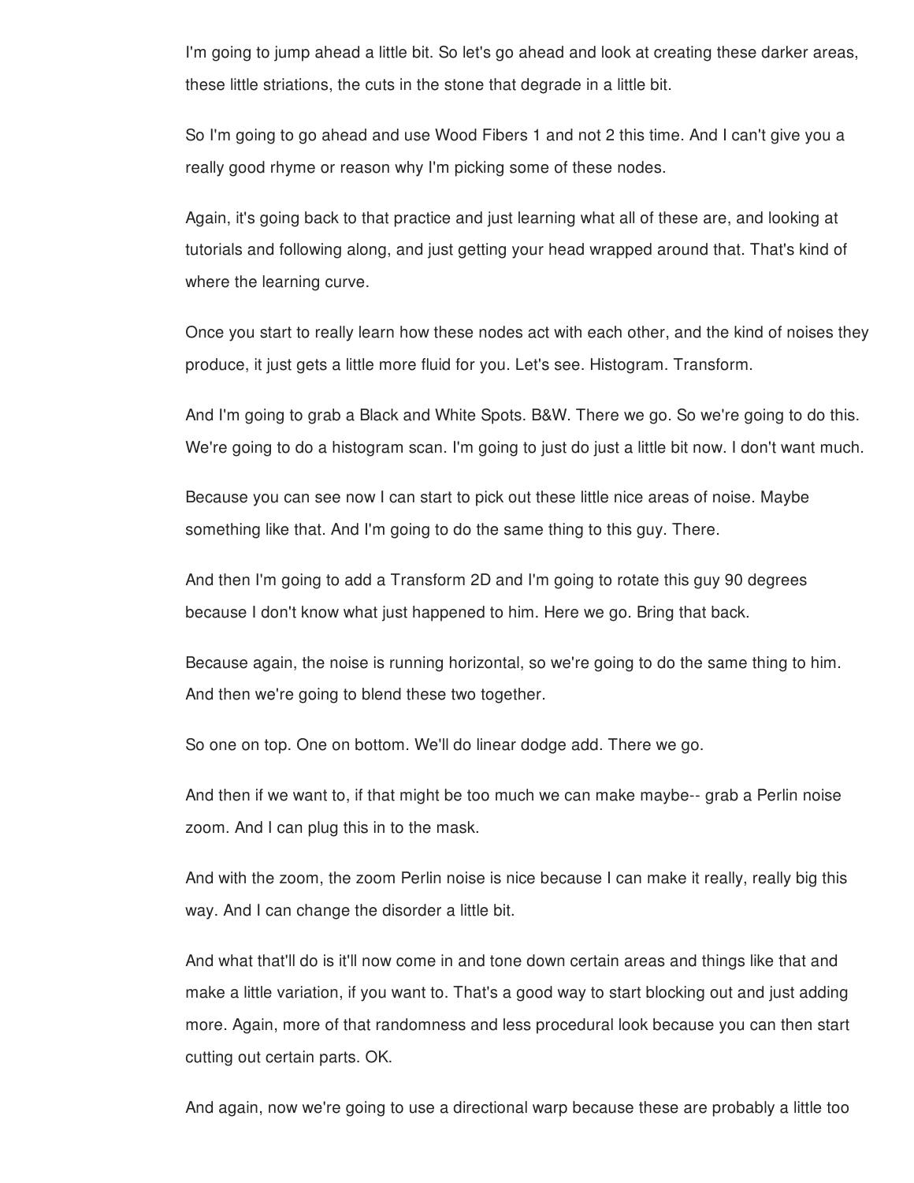I'm going to jump ahead a little bit. So let's go ahead and look at creating these darker areas, these little striations, the cuts in the stone that degrade in a little bit.

So I'm going to go ahead and use Wood Fibers 1 and not 2 this time. And I can't give you a really good rhyme or reason why I'm picking some of these nodes.

Again, it's going back to that practice and just learning what all of these are, and looking at tutorials and following along, and just getting your head wrapped around that. That's kind of where the learning curve.

Once you start to really learn how these nodes act with each other, and the kind of noises they produce, it just gets a little more fluid for you. Let's see. Histogram. Transform.

And I'm going to grab a Black and White Spots. B&W. There we go. So we're going to do this. We're going to do a histogram scan. I'm going to just do just a little bit now. I don't want much.

Because you can see now I can start to pick out these little nice areas of noise. Maybe something like that. And I'm going to do the same thing to this guy. There.

And then I'm going to add a Transform 2D and I'm going to rotate this guy 90 degrees because I don't know what just happened to him. Here we go. Bring that back.

Because again, the noise is running horizontal, so we're going to do the same thing to him. And then we're going to blend these two together.

So one on top. One on bottom. We'll do linear dodge add. There we go.

And then if we want to, if that might be too much we can make maybe-- grab a Perlin noise zoom. And I can plug this in to the mask.

And with the zoom, the zoom Perlin noise is nice because I can make it really, really big this way. And I can change the disorder a little bit.

And what that'll do is it'll now come in and tone down certain areas and things like that and make a little variation, if you want to. That's a good way to start blocking out and just adding more. Again, more of that randomness and less procedural look because you can then start cutting out certain parts. OK.

And again, now we're going to use a directional warp because these are probably a little too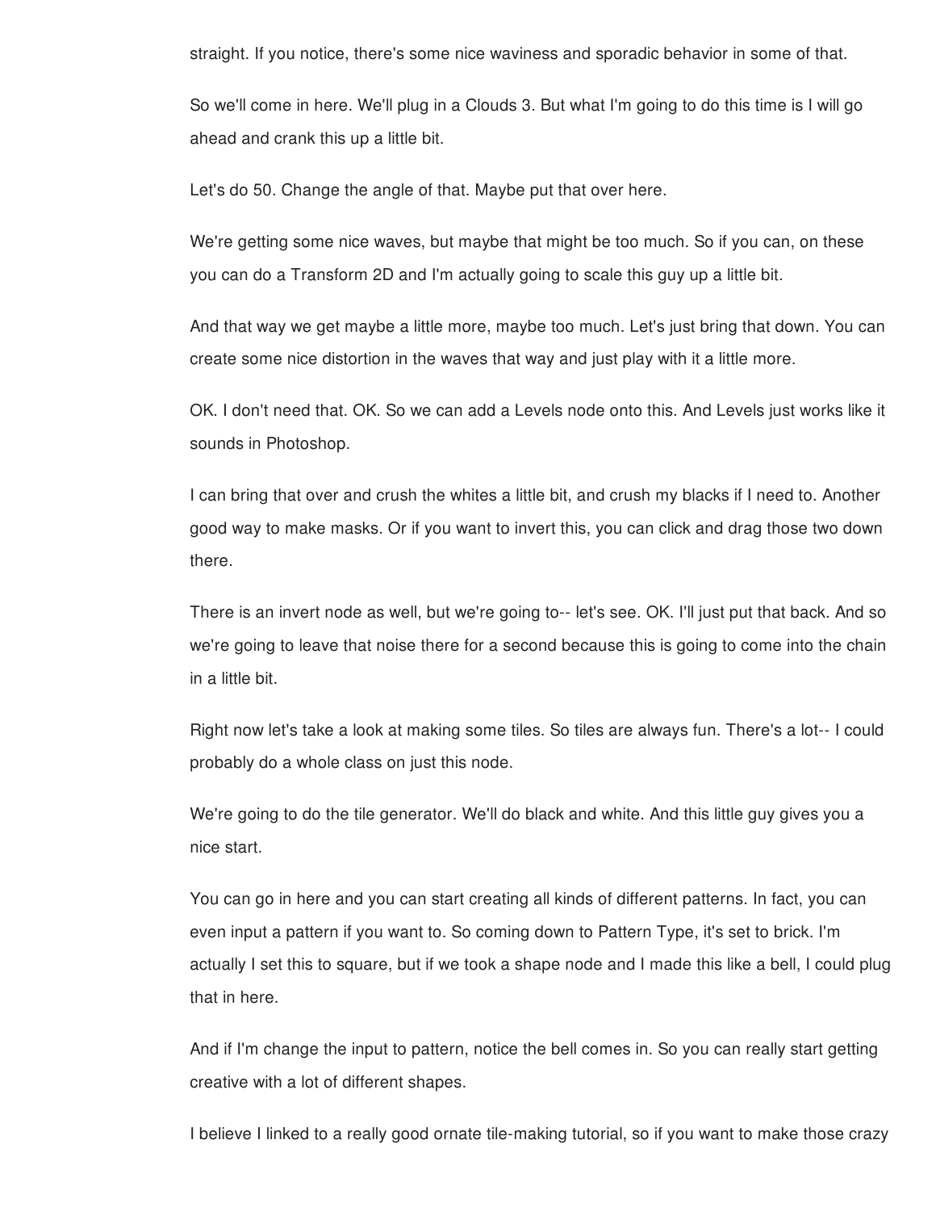straight. If you notice, there's some nice waviness and sporadic behavior in some of that.

So we'll come in here. We'll plug in a Clouds 3. But what I'm going to do this time is I will go ahead and crank this up a little bit.

Let's do 50. Change the angle of that. Maybe put that over here.

We're getting some nice waves, but maybe that might be too much. So if you can, on these you can do a Transform 2D and I'm actually going to scale this guy up a little bit.

And that way we get maybe a little more, maybe too much. Let's just bring that down. You can create some nice distortion in the waves that way and just play with it a little more.

OK. I don't need that. OK. So we can add a Levels node onto this. And Levels just works like it sounds in Photoshop.

I can bring that over and crush the whites a little bit, and crush my blacks if I need to. Another good way to make masks. Or if you want to invert this, you can click and drag those two down there.

There is an invert node as well, but we're going to-- let's see. OK. I'll just put that back. And so we're going to leave that noise there for a second because this is going to come into the chain in a little bit.

Right now let's take a look at making some tiles. So tiles are always fun. There's a lot-- I could probably do a whole class on just this node.

We're going to do the tile generator. We'll do black and white. And this little guy gives you a nice start.

You can go in here and you can start creating all kinds of different patterns. In fact, you can even input a pattern if you want to. So coming down to Pattern Type, it's set to brick. I'm actually I set this to square, but if we took a shape node and I made this like a bell, I could plug that in here.

And if I'm change the input to pattern, notice the bell comes in. So you can really start getting creative with a lot of different shapes.

I believe I linked to a really good ornate tile-making tutorial, so if you want to make those crazy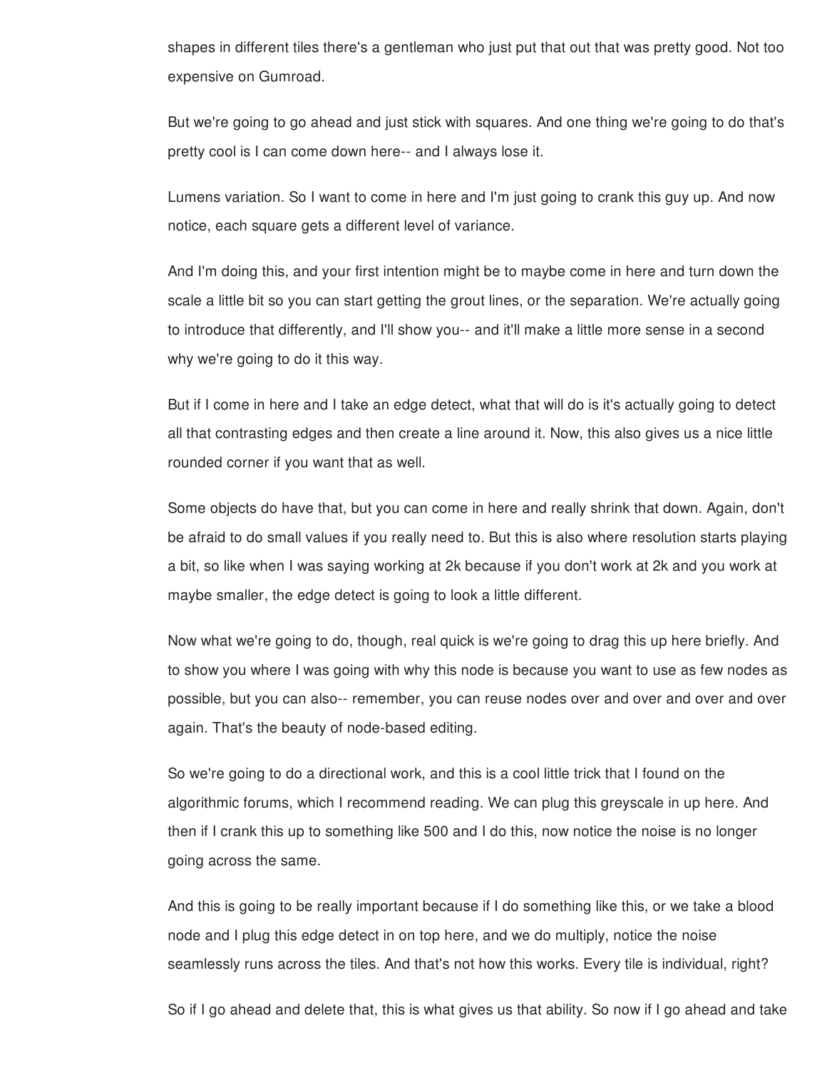shapes in different tiles there's a gentleman who just put that out that was pretty good. Not too expensive on Gumroad.

But we're going to go ahead and just stick with squares. And one thing we're going to do that's pretty cool is I can come down here-- and I always lose it.

Lumens variation. So I want to come in here and I'm just going to crank this guy up. And now notice, each square gets a different level of variance.

And I'm doing this, and your first intention might be to maybe come in here and turn down the scale a little bit so you can start getting the grout lines, or the separation. We're actually going to introduce that differently, and I'll show you-- and it'll make a little more sense in a second why we're going to do it this way.

But if I come in here and I take an edge detect, what that will do is it's actually going to detect all that contrasting edges and then create a line around it. Now, this also gives us a nice little rounded corner if you want that as well.

Some objects do have that, but you can come in here and really shrink that down. Again, don't be afraid to do small values if you really need to. But this is also where resolution starts playing a bit, so like when I was saying working at 2k because if you don't work at 2k and you work at maybe smaller, the edge detect is going to look a little different.

Now what we're going to do, though, real quick is we're going to drag this up here briefly. And to show you where I was going with why this node is because you want to use as few nodes as possible, but you can also-- remember, you can reuse nodes over and over and over and over again. That's the beauty of node-based editing.

So we're going to do a directional work, and this is a cool little trick that I found on the algorithmic forums, which I recommend reading. We can plug this greyscale in up here. And then if I crank this up to something like 500 and I do this, now notice the noise is no longer going across the same.

And this is going to be really important because if I do something like this, or we take a blood node and I plug this edge detect in on top here, and we do multiply, notice the noise seamlessly runs across the tiles. And that's not how this works. Every tile is individual, right?

So if I go ahead and delete that, this is what gives us that ability. So now if I go ahead and take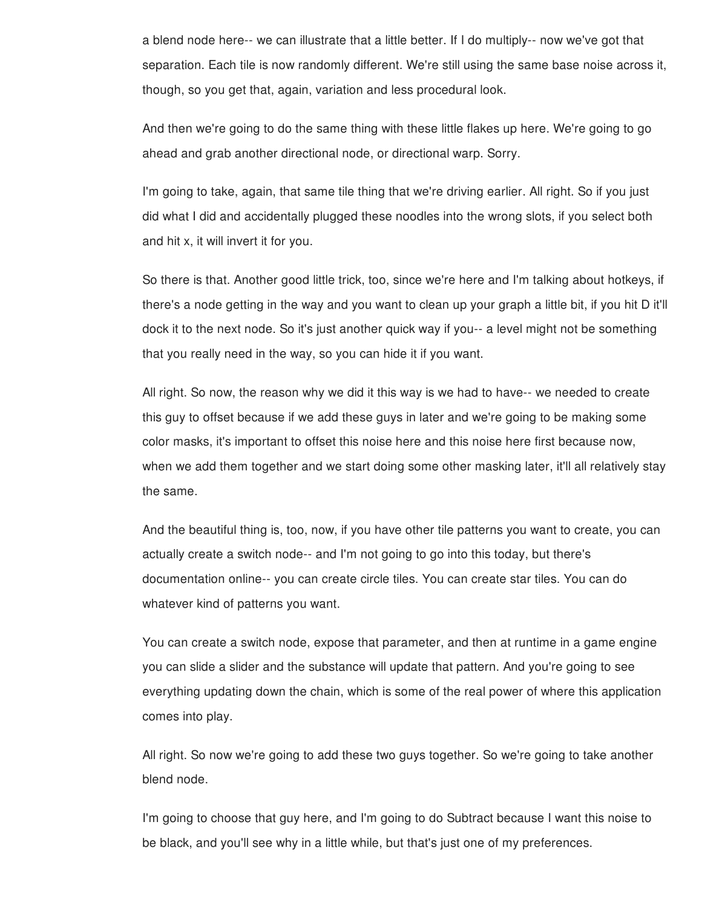a blend node here-- we can illustrate that a little better. If I do multiply-- now we've got that separation. Each tile is now randomly different. We're still using the same base noise across it, though, so you get that, again, variation and less procedural look.

And then we're going to do the same thing with these little flakes up here. We're going to go ahead and grab another directional node, or directional warp. Sorry.

I'm going to take, again, that same tile thing that we're driving earlier. All right. So if you just did what I did and accidentally plugged these noodles into the wrong slots, if you select both and hit x, it will invert it for you.

So there is that. Another good little trick, too, since we're here and I'm talking about hotkeys, if there's a node getting in the way and you want to clean up your graph a little bit, if you hit D it'll dock it to the next node. So it's just another quick way if you-- a level might not be something that you really need in the way, so you can hide it if you want.

All right. So now, the reason why we did it this way is we had to have-- we needed to create this guy to offset because if we add these guys in later and we're going to be making some color masks, it's important to offset this noise here and this noise here first because now, when we add them together and we start doing some other masking later, it'll all relatively stay the same.

And the beautiful thing is, too, now, if you have other tile patterns you want to create, you can actually create a switch node-- and I'm not going to go into this today, but there's documentation online-- you can create circle tiles. You can create star tiles. You can do whatever kind of patterns you want.

You can create a switch node, expose that parameter, and then at runtime in a game engine you can slide a slider and the substance will update that pattern. And you're going to see everything updating down the chain, which is some of the real power of where this application comes into play.

All right. So now we're going to add these two guys together. So we're going to take another blend node.

I'm going to choose that guy here, and I'm going to do Subtract because I want this noise to be black, and you'll see why in a little while, but that's just one of my preferences.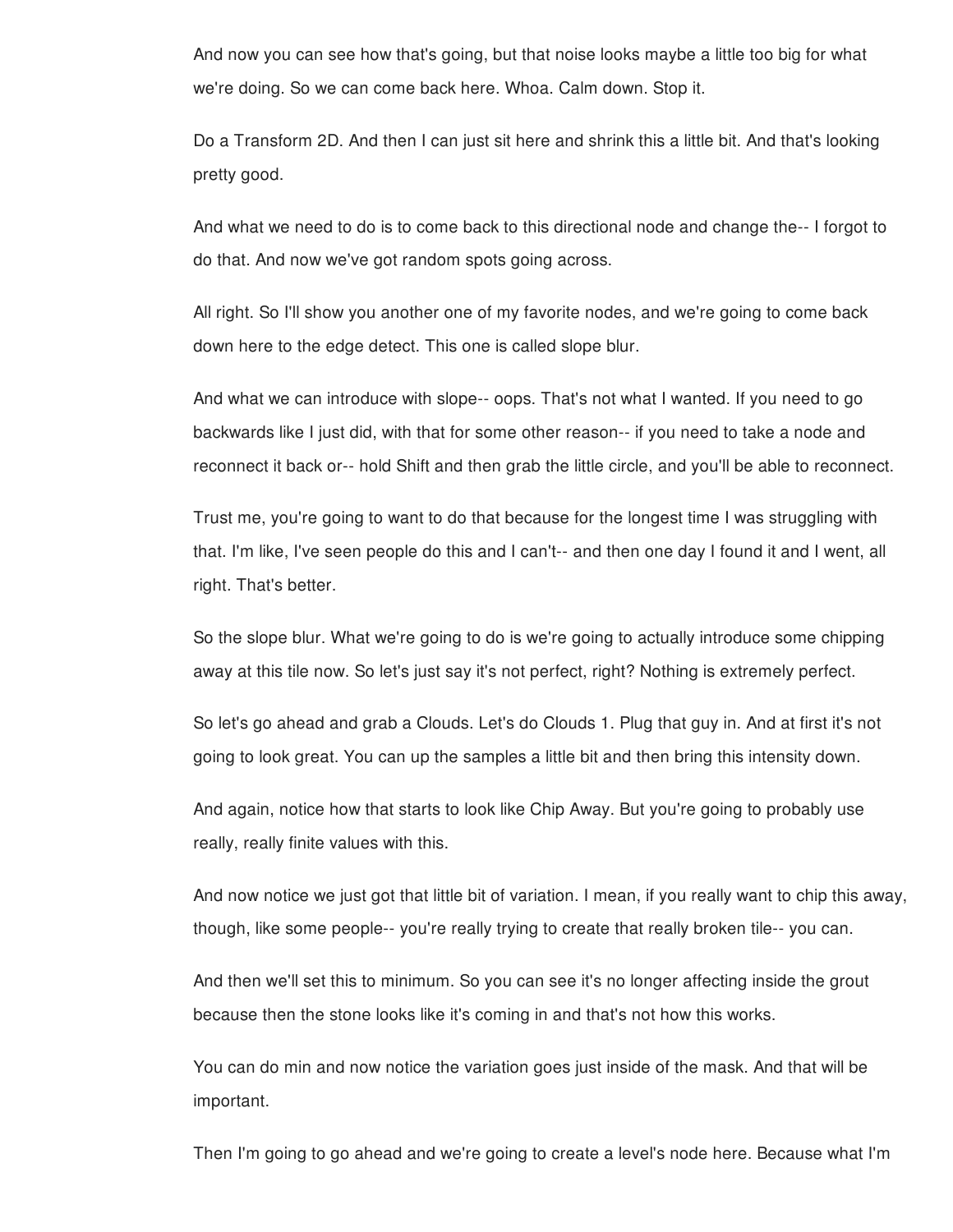And now you can see how that's going, but that noise looks maybe a little too big for what we're doing. So we can come back here. Whoa. Calm down. Stop it.

Do a Transform 2D. And then I can just sit here and shrink this a little bit. And that's looking pretty good.

And what we need to do is to come back to this directional node and change the-- I forgot to do that. And now we've got random spots going across.

All right. So I'll show you another one of my favorite nodes, and we're going to come back down here to the edge detect. This one is called slope blur.

And what we can introduce with slope-- oops. That's not what I wanted. If you need to go backwards like I just did, with that for some other reason-- if you need to take a node and reconnect it back or-- hold Shift and then grab the little circle, and you'll be able to reconnect.

Trust me, you're going to want to do that because for the longest time I was struggling with that. I'm like, I've seen people do this and I can't-- and then one day I found it and I went, all right. That's better.

So the slope blur. What we're going to do is we're going to actually introduce some chipping away at this tile now. So let's just say it's not perfect, right? Nothing is extremely perfect.

So let's go ahead and grab a Clouds. Let's do Clouds 1. Plug that guy in. And at first it's not going to look great. You can up the samples a little bit and then bring this intensity down.

And again, notice how that starts to look like Chip Away. But you're going to probably use really, really finite values with this.

And now notice we just got that little bit of variation. I mean, if you really want to chip this away, though, like some people-- you're really trying to create that really broken tile-- you can.

And then we'll set this to minimum. So you can see it's no longer affecting inside the grout because then the stone looks like it's coming in and that's not how this works.

You can do min and now notice the variation goes just inside of the mask. And that will be important.

Then I'm going to go ahead and we're going to create a level's node here. Because what I'm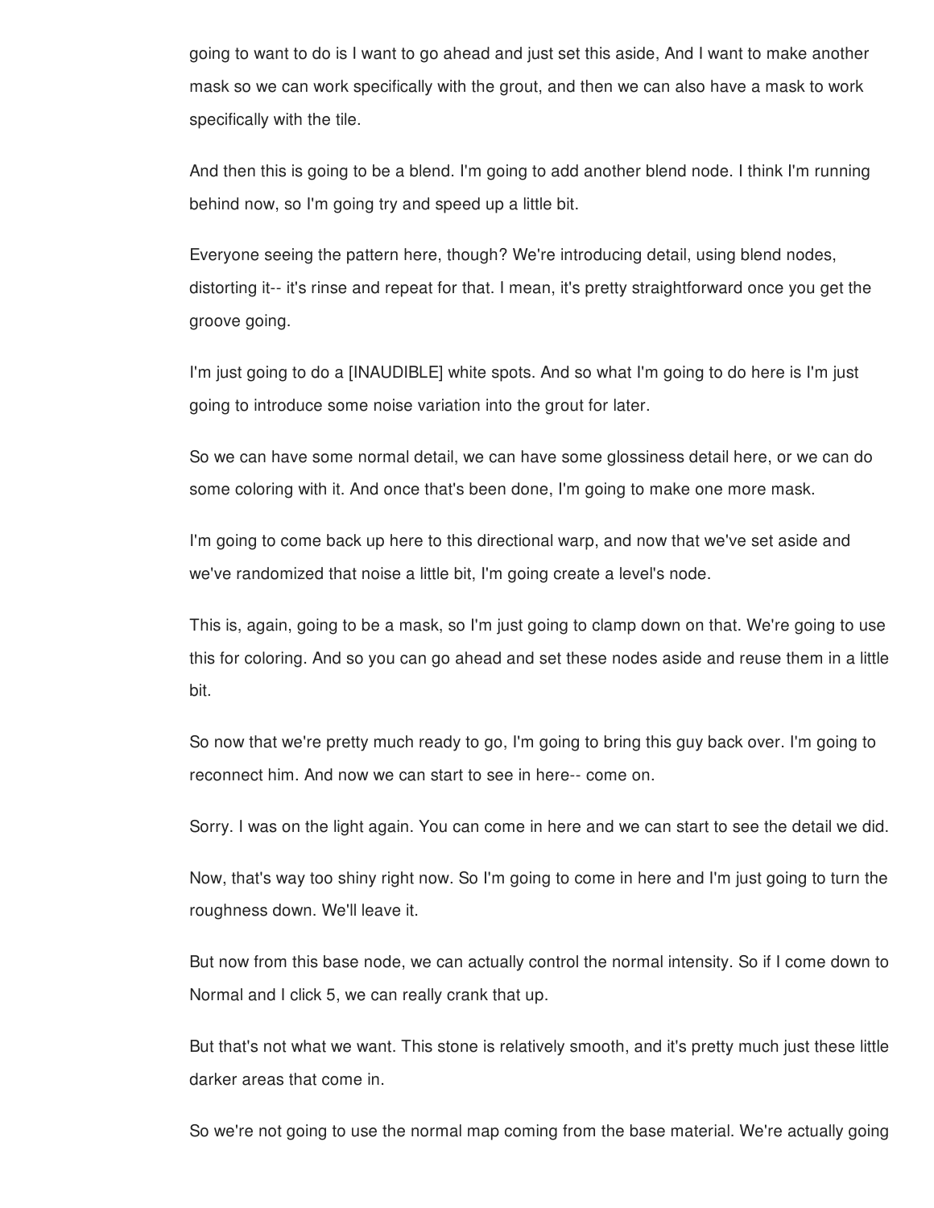going to want to do is I want to go ahead and just set this aside, And I want to make another mask so we can work specifically with the grout, and then we can also have a mask to work specifically with the tile.

And then this is going to be a blend. I'm going to add another blend node. I think I'm running behind now, so I'm going try and speed up a little bit.

Everyone seeing the pattern here, though? We're introducing detail, using blend nodes, distorting it-- it's rinse and repeat for that. I mean, it's pretty straightforward once you get the groove going.

I'm just going to do a [INAUDIBLE] white spots. And so what I'm going to do here is I'm just going to introduce some noise variation into the grout for later.

So we can have some normal detail, we can have some glossiness detail here, or we can do some coloring with it. And once that's been done, I'm going to make one more mask.

I'm going to come back up here to this directional warp, and now that we've set aside and we've randomized that noise a little bit, I'm going create a level's node.

This is, again, going to be a mask, so I'm just going to clamp down on that. We're going to use this for coloring. And so you can go ahead and set these nodes aside and reuse them in a little bit.

So now that we're pretty much ready to go, I'm going to bring this guy back over. I'm going to reconnect him. And now we can start to see in here-- come on.

Sorry. I was on the light again. You can come in here and we can start to see the detail we did.

Now, that's way too shiny right now. So I'm going to come in here and I'm just going to turn the roughness down. We'll leave it.

But now from this base node, we can actually control the normal intensity. So if I come down to Normal and I click 5, we can really crank that up.

But that's not what we want. This stone is relatively smooth, and it's pretty much just these little darker areas that come in.

So we're not going to use the normal map coming from the base material. We're actually going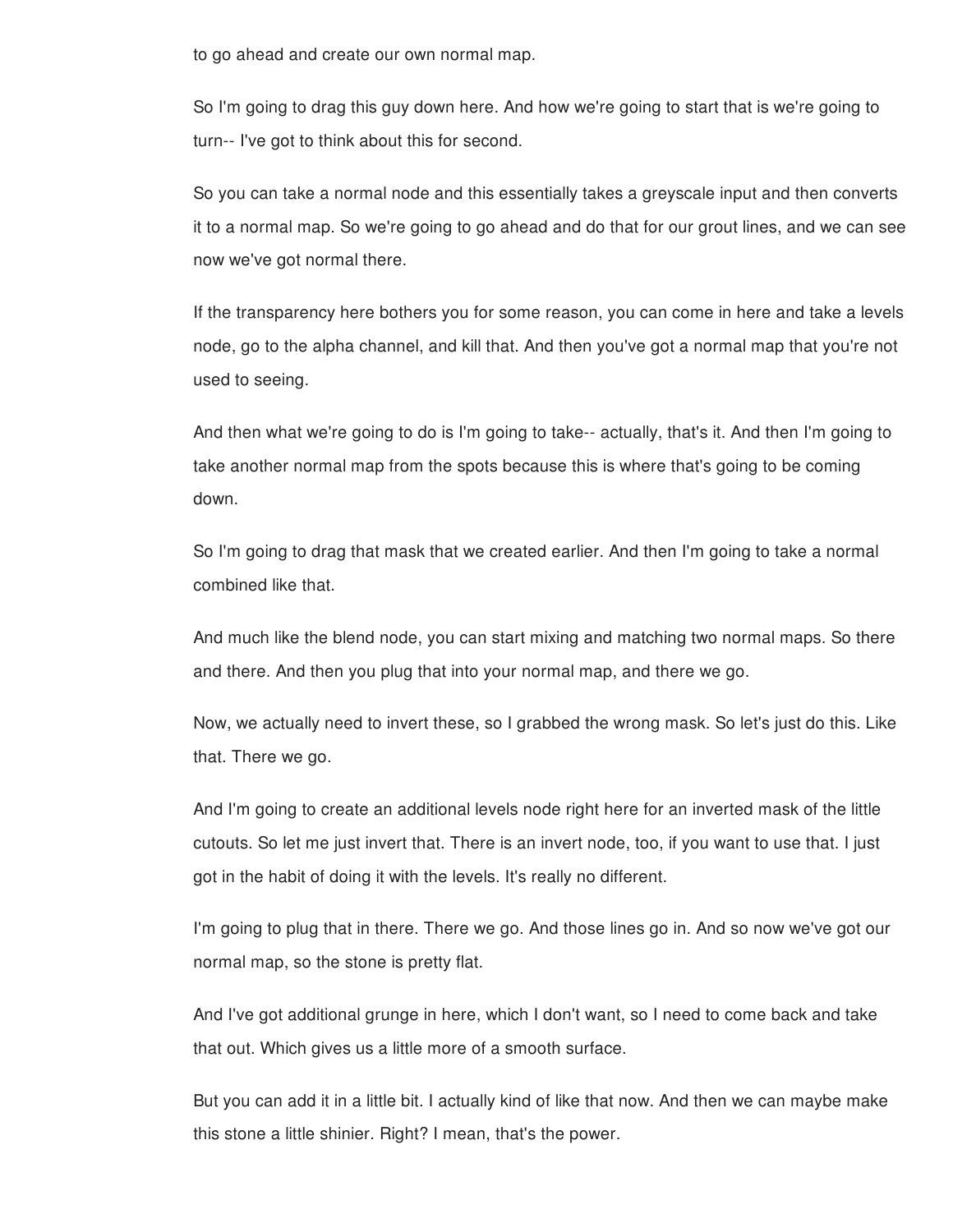to go ahead and create our own normal map.

So I'm going to drag this guy down here. And how we're going to start that is we're going to turn-- I've got to think about this for second.

So you can take a normal node and this essentially takes a greyscale input and then converts it to a normal map. So we're going to go ahead and do that for our grout lines, and we can see now we've got normal there.

If the transparency here bothers you for some reason, you can come in here and take a levels node, go to the alpha channel, and kill that. And then you've got a normal map that you're not used to seeing.

And then what we're going to do is I'm going to take-- actually, that's it. And then I'm going to take another normal map from the spots because this is where that's going to be coming down.

So I'm going to drag that mask that we created earlier. And then I'm going to take a normal combined like that.

And much like the blend node, you can start mixing and matching two normal maps. So there and there. And then you plug that into your normal map, and there we go.

Now, we actually need to invert these, so I grabbed the wrong mask. So let's just do this. Like that. There we go.

And I'm going to create an additional levels node right here for an inverted mask of the little cutouts. So let me just invert that. There is an invert node, too, if you want to use that. I just got in the habit of doing it with the levels. It's really no different.

I'm going to plug that in there. There we go. And those lines go in. And so now we've got our normal map, so the stone is pretty flat.

And I've got additional grunge in here, which I don't want, so I need to come back and take that out. Which gives us a little more of a smooth surface.

But you can add it in a little bit. I actually kind of like that now. And then we can maybe make this stone a little shinier. Right? I mean, that's the power.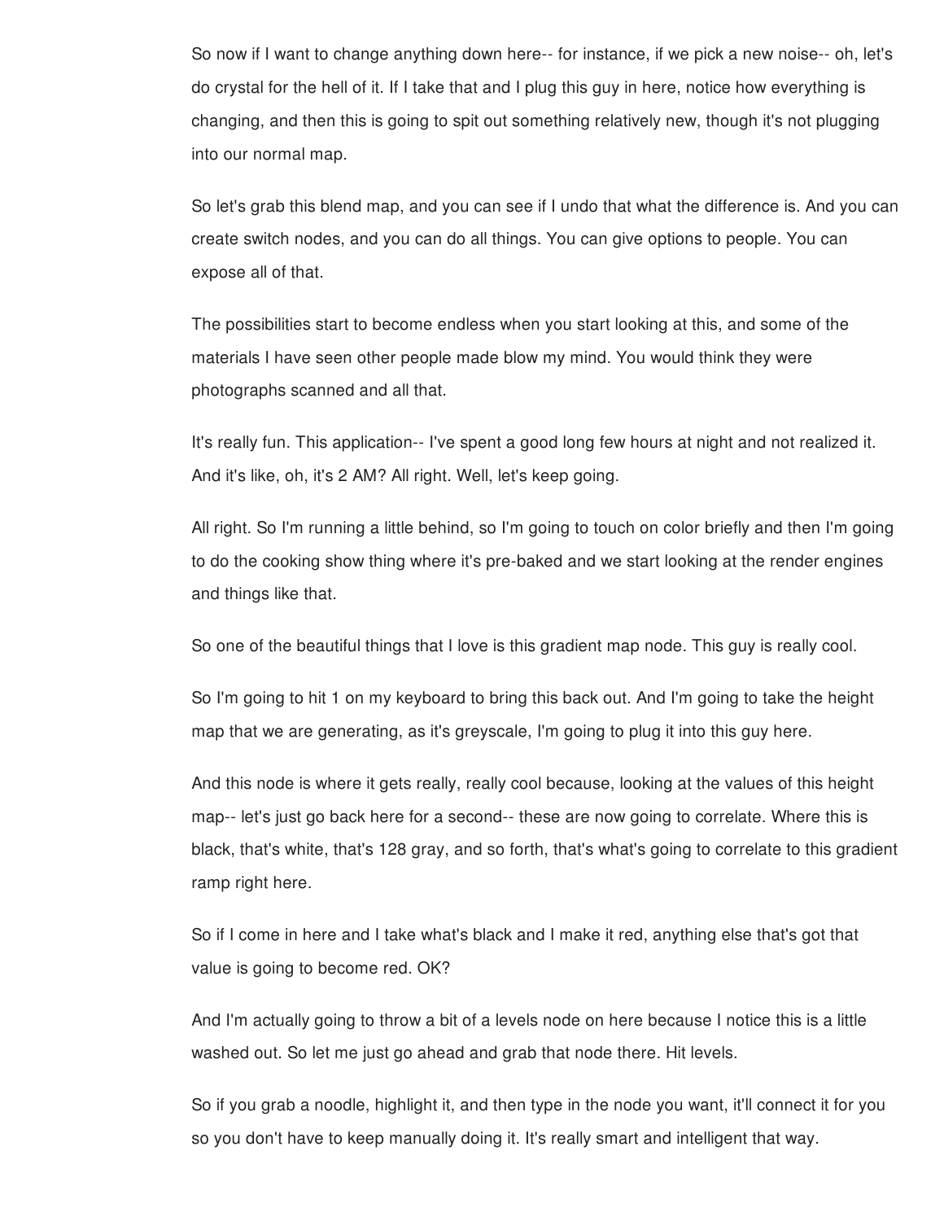So now if I want to change anything down here-- for instance, if we pick a new noise-- oh, let's do crystal for the hell of it. If I take that and I plug this guy in here, notice how everything is changing, and then this is going to spit out something relatively new, though it's not plugging into our normal map.

So let's grab this blend map, and you can see if I undo that what the difference is. And you can create switch nodes, and you can do all things. You can give options to people. You can expose all of that.

The possibilities start to become endless when you start looking at this, and some of the materials I have seen other people made blow my mind. You would think they were photographs scanned and all that.

It's really fun. This application-- I've spent a good long few hours at night and not realized it. And it's like, oh, it's 2 AM? All right. Well, let's keep going.

All right. So I'm running a little behind, so I'm going to touch on color briefly and then I'm going to do the cooking show thing where it's pre-baked and we start looking at the render engines and things like that.

So one of the beautiful things that I love is this gradient map node. This guy is really cool.

So I'm going to hit 1 on my keyboard to bring this back out. And I'm going to take the height map that we are generating, as it's greyscale, I'm going to plug it into this guy here.

And this node is where it gets really, really cool because, looking at the values of this height map-- let's just go back here for a second-- these are now going to correlate. Where this is black, that's white, that's 128 gray, and so forth, that's what's going to correlate to this gradient ramp right here.

So if I come in here and I take what's black and I make it red, anything else that's got that value is going to become red. OK?

And I'm actually going to throw a bit of a levels node on here because I notice this is a little washed out. So let me just go ahead and grab that node there. Hit levels.

So if you grab a noodle, highlight it, and then type in the node you want, it'll connect it for you so you don't have to keep manually doing it. It's really smart and intelligent that way.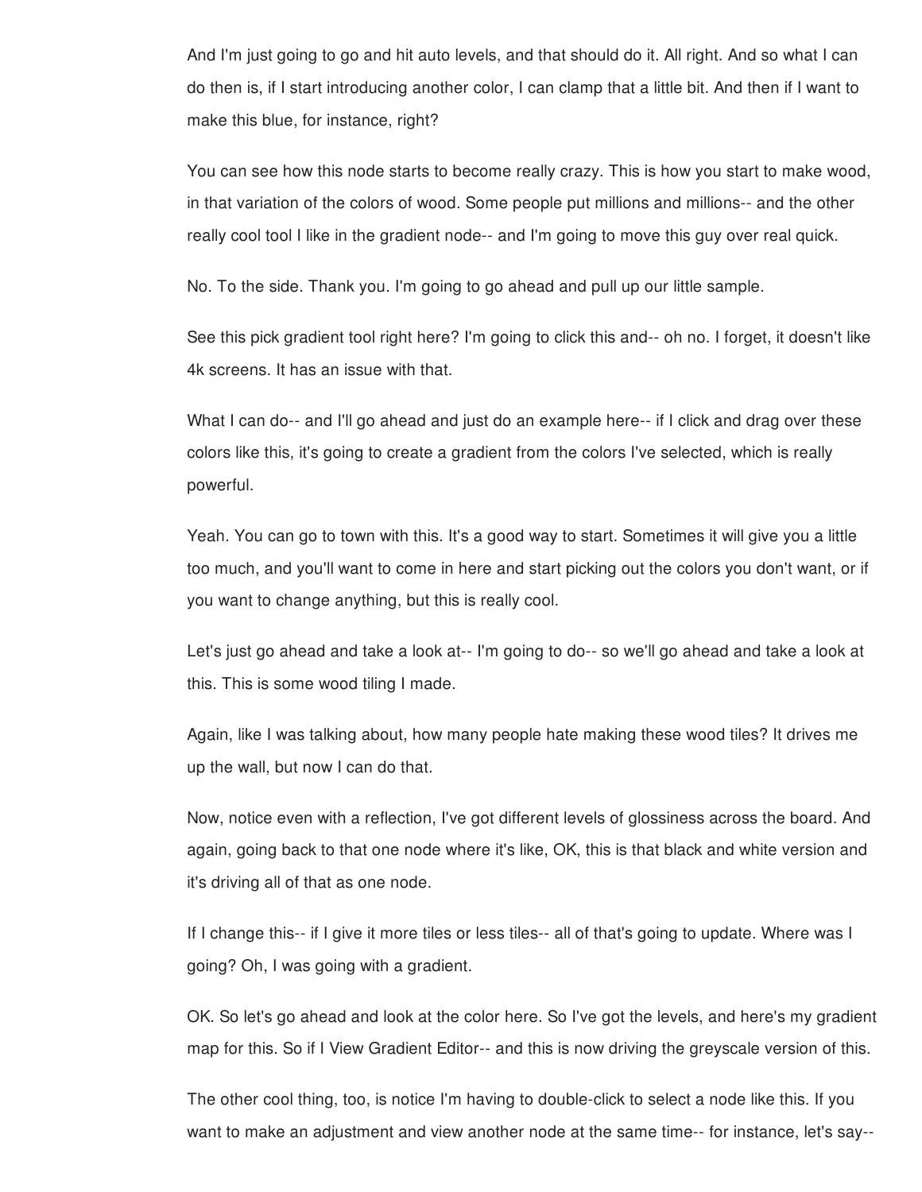And I'm just going to go and hit auto levels, and that should do it. All right. And so what I can do then is, if I start introducing another color, I can clamp that a little bit. And then if I want to make this blue, for instance, right?

You can see how this node starts to become really crazy. This is how you start to make wood, in that variation of the colors of wood. Some people put millions and millions-- and the other really cool tool I like in the gradient node-- and I'm going to move this guy over real quick.

No. To the side. Thank you. I'm going to go ahead and pull up our little sample.

See this pick gradient tool right here? I'm going to click this and-- oh no. I forget, it doesn't like 4k screens. It has an issue with that.

What I can do-- and I'll go ahead and just do an example here-- if I click and drag over these colors like this, it's going to create a gradient from the colors I've selected, which is really powerful.

Yeah. You can go to town with this. It's a good way to start. Sometimes it will give you a little too much, and you'll want to come in here and start picking out the colors you don't want, or if you want to change anything, but this is really cool.

Let's just go ahead and take a look at-- I'm going to do-- so we'll go ahead and take a look at this. This is some wood tiling I made.

Again, like I was talking about, how many people hate making these wood tiles? It drives me up the wall, but now I can do that.

Now, notice even with a reflection, I've got different levels of glossiness across the board. And again, going back to that one node where it's like, OK, this is that black and white version and it's driving all of that as one node.

If I change this-- if I give it more tiles or less tiles-- all of that's going to update. Where was I going? Oh, I was going with a gradient.

OK. So let's go ahead and look at the color here. So I've got the levels, and here's my gradient map for this. So if I View Gradient Editor-- and this is now driving the greyscale version of this.

The other cool thing, too, is notice I'm having to double-click to select a node like this. If you want to make an adjustment and view another node at the same time-- for instance, let's say--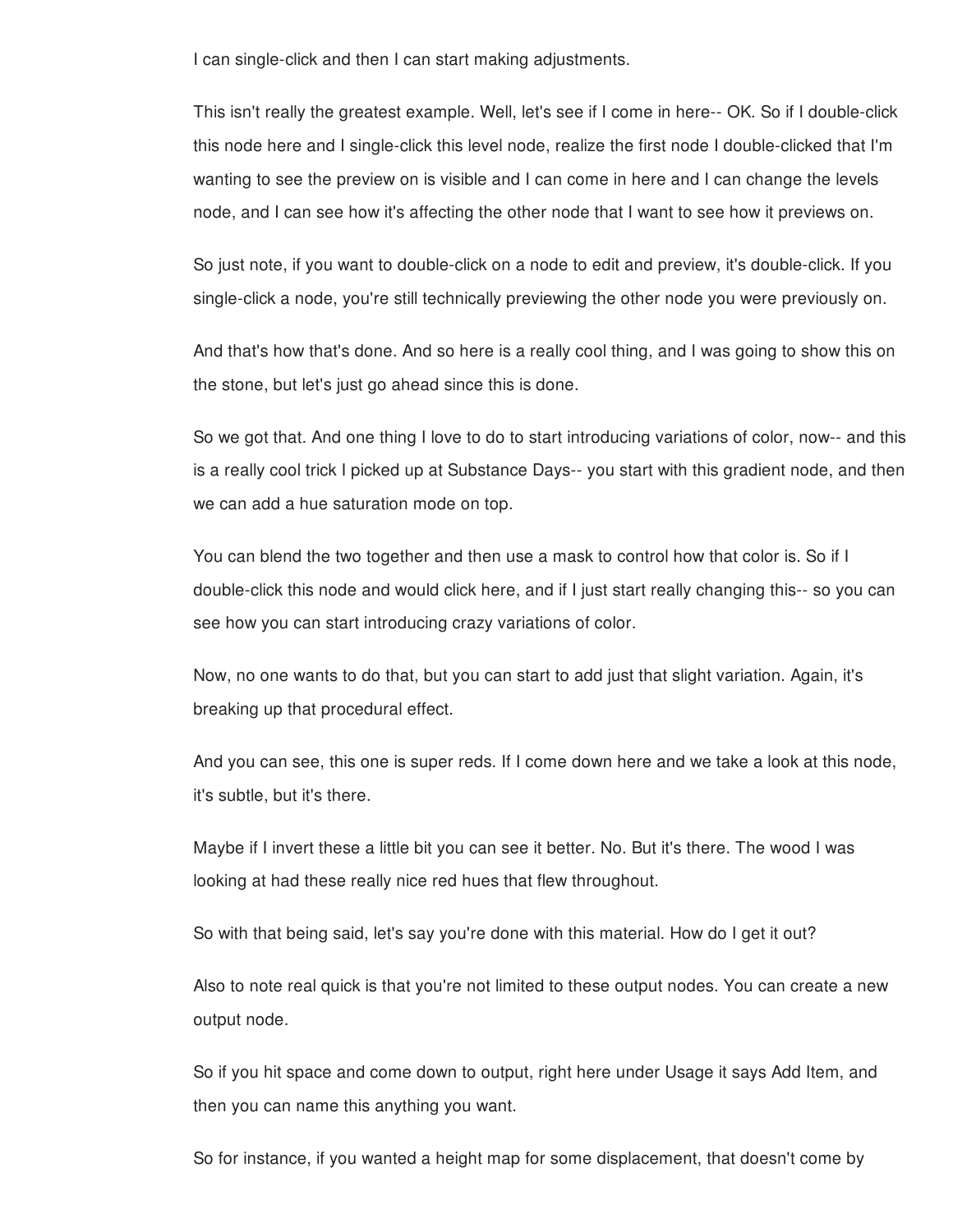I can single-click and then I can start making adjustments.

This isn't really the greatest example. Well, let's see if I come in here-- OK. So if I double-click this node here and I single-click this level node, realize the first node I double-clicked that I'm wanting to see the preview on is visible and I can come in here and I can change the levels node, and I can see how it's affecting the other node that I want to see how it previews on.

So just note, if you want to double-click on a node to edit and preview, it's double-click. If you single-click a node, you're still technically previewing the other node you were previously on.

And that's how that's done. And so here is a really cool thing, and I was going to show this on the stone, but let's just go ahead since this is done.

So we got that. And one thing I love to do to start introducing variations of color, now-- and this is a really cool trick I picked up at Substance Days-- you start with this gradient node, and then we can add a hue saturation mode on top.

You can blend the two together and then use a mask to control how that color is. So if I double-click this node and would click here, and if I just start really changing this-- so you can see how you can start introducing crazy variations of color.

Now, no one wants to do that, but you can start to add just that slight variation. Again, it's breaking up that procedural effect.

And you can see, this one is super reds. If I come down here and we take a look at this node, it's subtle, but it's there.

Maybe if I invert these a little bit you can see it better. No. But it's there. The wood I was looking at had these really nice red hues that flew throughout.

So with that being said, let's say you're done with this material. How do I get it out?

Also to note real quick is that you're not limited to these output nodes. You can create a new output node.

So if you hit space and come down to output, right here under Usage it says Add Item, and then you can name this anything you want.

So for instance, if you wanted a height map for some displacement, that doesn't come by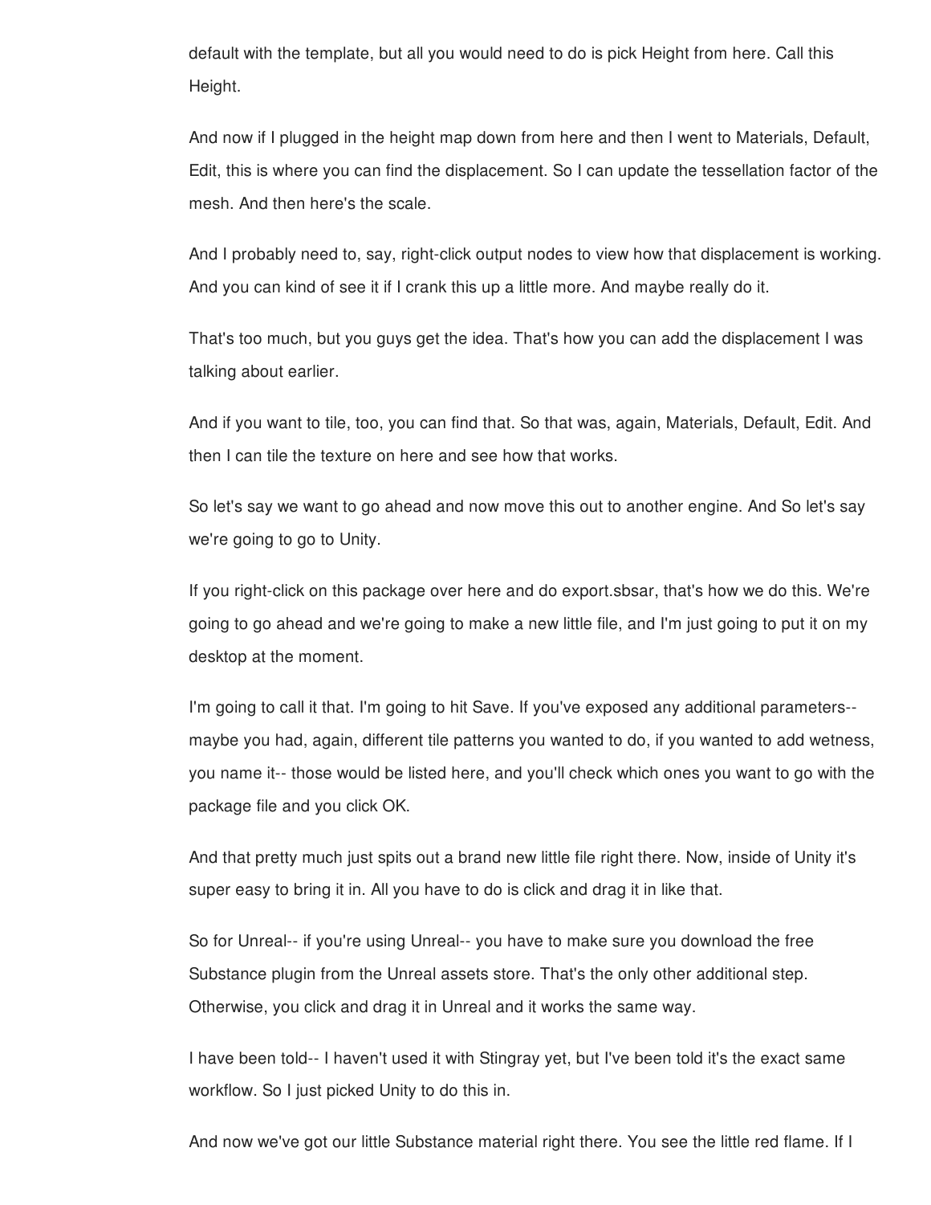default with the template, but all you would need to do is pick Height from here. Call this Height.

And now if I plugged in the height map down from here and then I went to Materials, Default, Edit, this is where you can find the displacement. So I can update the tessellation factor of the mesh. And then here's the scale.

And I probably need to, say, right-click output nodes to view how that displacement is working. And you can kind of see it if I crank this up a little more. And maybe really do it.

That's too much, but you guys get the idea. That's how you can add the displacement I was talking about earlier.

And if you want to tile, too, you can find that. So that was, again, Materials, Default, Edit. And then I can tile the texture on here and see how that works.

So let's say we want to go ahead and now move this out to another engine. And So let's say we're going to go to Unity.

If you right-click on this package over here and do export.sbsar, that's how we do this. We're going to go ahead and we're going to make a new little file, and I'm just going to put it on my desktop at the moment.

I'm going to call it that. I'm going to hit Save. If you've exposed any additional parameters-- maybe you had, again, different tile patterns you wanted to do, if you wanted to add wetness, you name it-- those would be listed here, and you'll check which ones you want to go with the package file and you click OK.

And that pretty much just spits out a brand new little file right there. Now, inside of Unity it's super easy to bring it in. All you have to do is click and drag it in like that.

So for Unreal-- if you're using Unreal-- you have to make sure you download the free Substance plugin from the Unreal assets store. That's the only other additional step. Otherwise, you click and drag it in Unreal and it works the same way.

I have been told-- I haven't used it with Stingray yet, but I've been told it's the exact same workflow. So I just picked Unity to do this in.

And now we've got our little Substance material right there. You see the little red flame. If I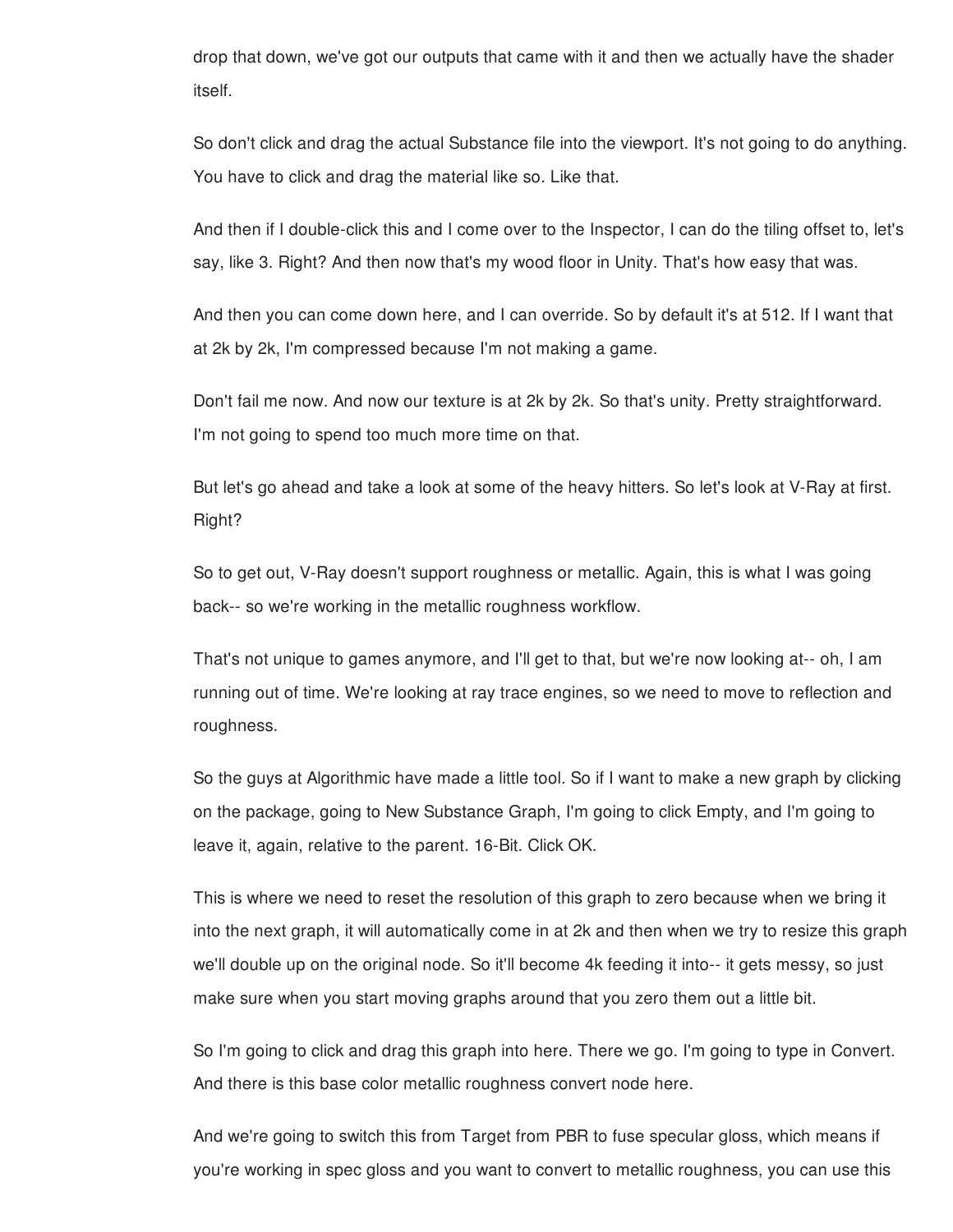drop that down, we've got our outputs that came with it and then we actually have the shader itself.

So don't click and drag the actual Substance file into the viewport. It's not going to do anything. You have to click and drag the material like so. Like that.

And then if I double-click this and I come over to the Inspector, I can do the tiling offset to, let's say, like 3. Right? And then now that's my wood floor in Unity. That's how easy that was.

And then you can come down here, and I can override. So by default it's at 512. If I want that at 2k by 2k, I'm compressed because I'm not making a game.

Don't fail me now. And now our texture is at 2k by 2k. So that's unity. Pretty straightforward. I'm not going to spend too much more time on that.

But let's go ahead and take a look at some of the heavy hitters. So let's look at V-Ray at first. Right?

So to get out, V-Ray doesn't support roughness or metallic. Again, this is what I was going back-- so we're working in the metallic roughness workflow.

That's not unique to games anymore, and I'll get to that, but we're now looking at-- oh, I am running out of time. We're looking at ray trace engines, so we need to move to reflection and roughness.

So the guys at Algorithmic have made a little tool. So if I want to make a new graph by clicking on the package, going to New Substance Graph, I'm going to click Empty, and I'm going to leave it, again, relative to the parent. 16-Bit. Click OK.

This is where we need to reset the resolution of this graph to zero because when we bring it into the next graph, it will automatically come in at 2k and then when we try to resize this graph we'll double up on the original node. So it'll become 4k feeding it into-- it gets messy, so just make sure when you start moving graphs around that you zero them out a little bit.

So I'm going to click and drag this graph into here. There we go. I'm going to type in Convert. And there is this base color metallic roughness convert node here.

And we're going to switch this from Target from PBR to fuse specular gloss, which means if you're working in spec gloss and you want to convert to metallic roughness, you can use this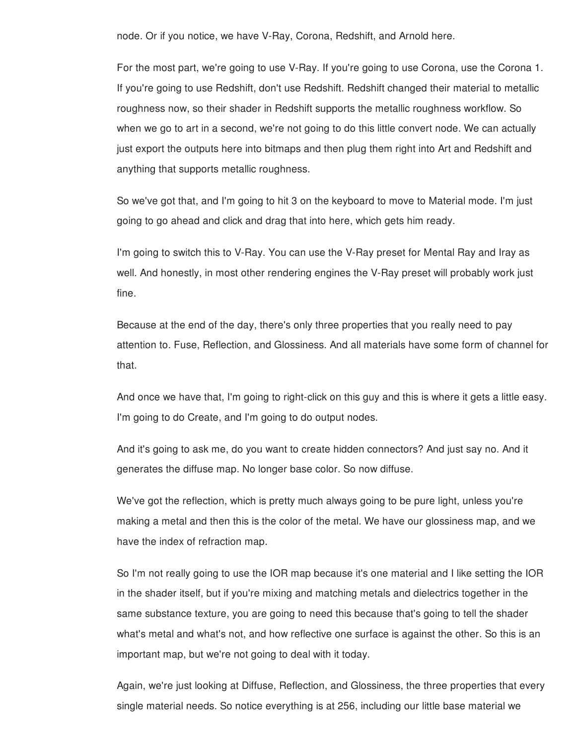node. Or if you notice, we have V-Ray, Corona, Redshift, and Arnold here.

For the most part, we're going to use V-Ray. If you're going to use Corona, use the Corona 1. If you're going to use Redshift, don't use Redshift. Redshift changed their material to metallic roughness now, so their shader in Redshift supports the metallic roughness workflow. So when we go to art in a second, we're not going to do this little convert node. We can actually just export the outputs here into bitmaps and then plug them right into Art and Redshift and anything that supports metallic roughness.

So we've got that, and I'm going to hit 3 on the keyboard to move to Material mode. I'm just going to go ahead and click and drag that into here, which gets him ready.

I'm going to switch this to V-Ray. You can use the V-Ray preset for Mental Ray and Iray as well. And honestly, in most other rendering engines the V-Ray preset will probably work just fine.

Because at the end of the day, there's only three properties that you really need to pay attention to. Fuse, Reflection, and Glossiness. And all materials have some form of channel for that.

And once we have that, I'm going to right-click on this guy and this is where it gets a little easy. I'm going to do Create, and I'm going to do output nodes.

And it's going to ask me, do you want to create hidden connectors? And just say no. And it generates the diffuse map. No longer base color. So now diffuse.

We've got the reflection, which is pretty much always going to be pure light, unless you're making a metal and then this is the color of the metal. We have our glossiness map, and we have the index of refraction map.

So I'm not really going to use the IOR map because it's one material and I like setting the IOR in the shader itself, but if you're mixing and matching metals and dielectrics together in the same substance texture, you are going to need this because that's going to tell the shader what's metal and what's not, and how reflective one surface is against the other. So this is an important map, but we're not going to deal with it today.

Again, we're just looking at Diffuse, Reflection, and Glossiness, the three properties that every single material needs. So notice everything is at 256, including our little base material we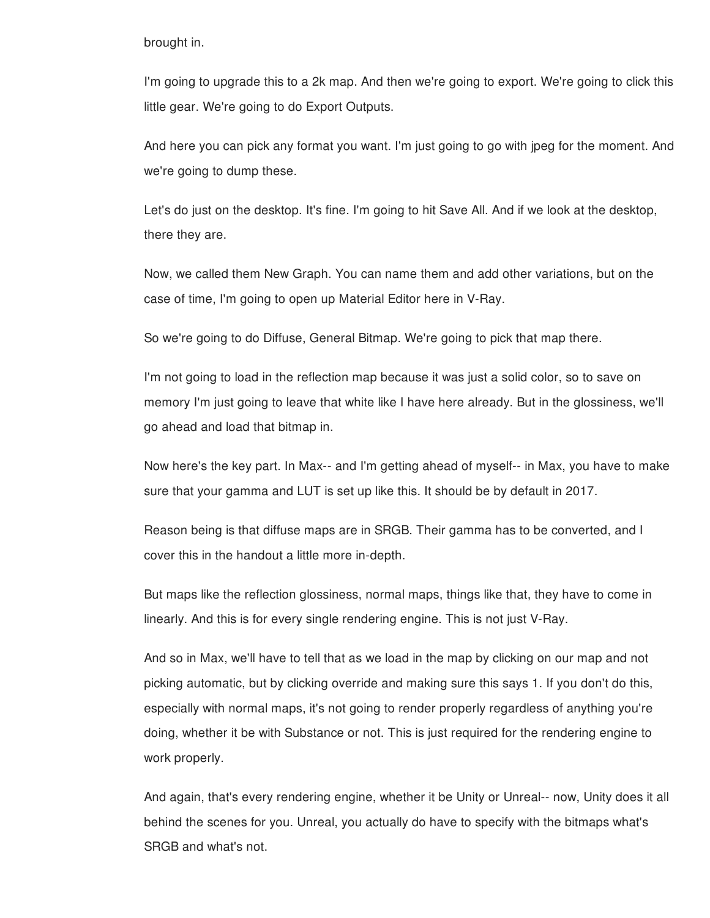brought in.

I'm going to upgrade this to a 2k map. And then we're going to export. We're going to click this little gear. We're going to do Export Outputs.

And here you can pick any format you want. I'm just going to go with jpeg for the moment. And we're going to dump these.

Let's do just on the desktop. It's fine. I'm going to hit Save All. And if we look at the desktop, there they are.

Now, we called them New Graph. You can name them and add other variations, but on the case of time, I'm going to open up Material Editor here in V-Ray.

So we're going to do Diffuse, General Bitmap. We're going to pick that map there.

I'm not going to load in the reflection map because it was just a solid color, so to save on memory I'm just going to leave that white like I have here already. But in the glossiness, we'll go ahead and load that bitmap in.

Now here's the key part. In Max-- and I'm getting ahead of myself-- in Max, you have to make sure that your gamma and LUT is set up like this. It should be by default in 2017.

Reason being is that diffuse maps are in SRGB. Their gamma has to be converted, and I cover this in the handout a little more in-depth.

But maps like the reflection glossiness, normal maps, things like that, they have to come in linearly. And this is for every single rendering engine. This is not just V-Ray.

And so in Max, we'll have to tell that as we load in the map by clicking on our map and not picking automatic, but by clicking override and making sure this says 1. If you don't do this, especially with normal maps, it's not going to render properly regardless of anything you're doing, whether it be with Substance or not. This is just required for the rendering engine to work properly.

And again, that's every rendering engine, whether it be Unity or Unreal-- now, Unity does it all behind the scenes for you. Unreal, you actually do have to specify with the bitmaps what's SRGB and what's not.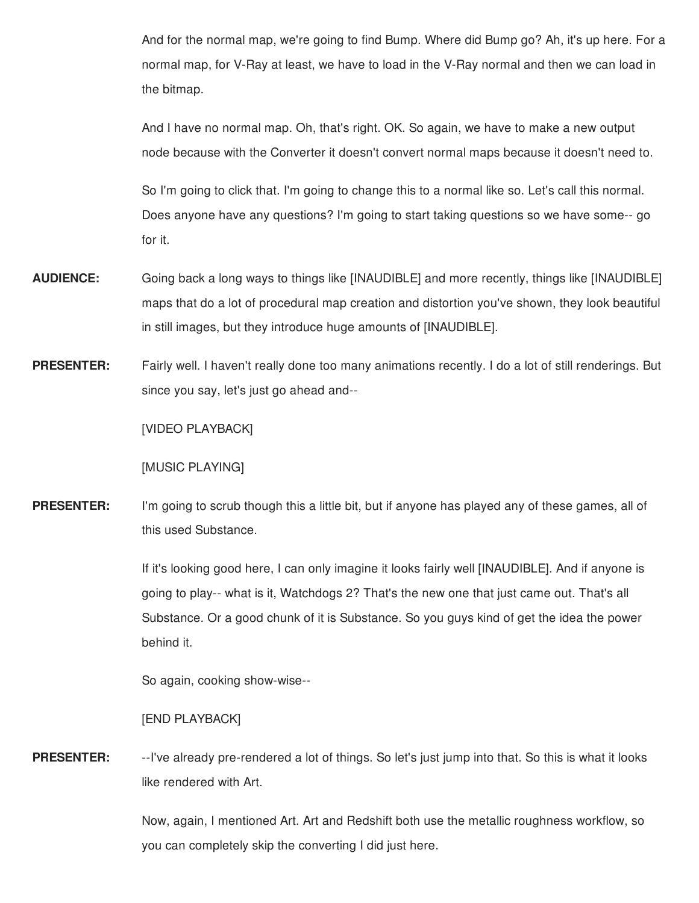And for the normal map, we're going to find Bump. Where did Bump go? Ah, it's up here. For a normal map, for V-Ray at least, we have to load in the V-Ray normal and then we can load in the bitmap.

And I have no normal map. Oh, that's right. OK. So again, we have to make a new output node because with the Converter it doesn't convert normal maps because it doesn't need to.

So I'm going to click that. I'm going to change this to a normal like so. Let's call this normal. Does anyone have any questions? I'm going to start taking questions so we have some-- go for it.

**AUDIENCE:** Going back a long ways to things like [INAUDIBLE] and more recently, things like [INAUDIBLE] maps that do a lot of procedural map creation and distortion you've shown, they look beautiful in still images, but they introduce huge amounts of [INAUDIBLE].

**PRESENTER:** Fairly well. I haven't really done too many animations recently. I do a lot of still renderings. But since you say, let's just go ahead and--

[VIDEO PLAYBACK]

[MUSIC PLAYING]

**PRESENTER:** I'm going to scrub though this a little bit, but if anyone has played any of these games, all of this used Substance.

If it's looking good here, I can only imagine it looks fairly well [INAUDIBLE]. And if anyone is going to play-- what is it, Watchdogs 2? That's the new one that just came out. That's all Substance. Or a good chunk of it is Substance. So you guys kind of get the idea the power behind it.

So again, cooking show-wise--

[END PLAYBACK]

**PRESENTER:** --I've already pre-rendered a lot of things. So let's just jump into that. So this is what it looks like rendered with Art.

Now, again, I mentioned Art. Art and Redshift both use the metallic roughness workflow, so you can completely skip the converting I did just here.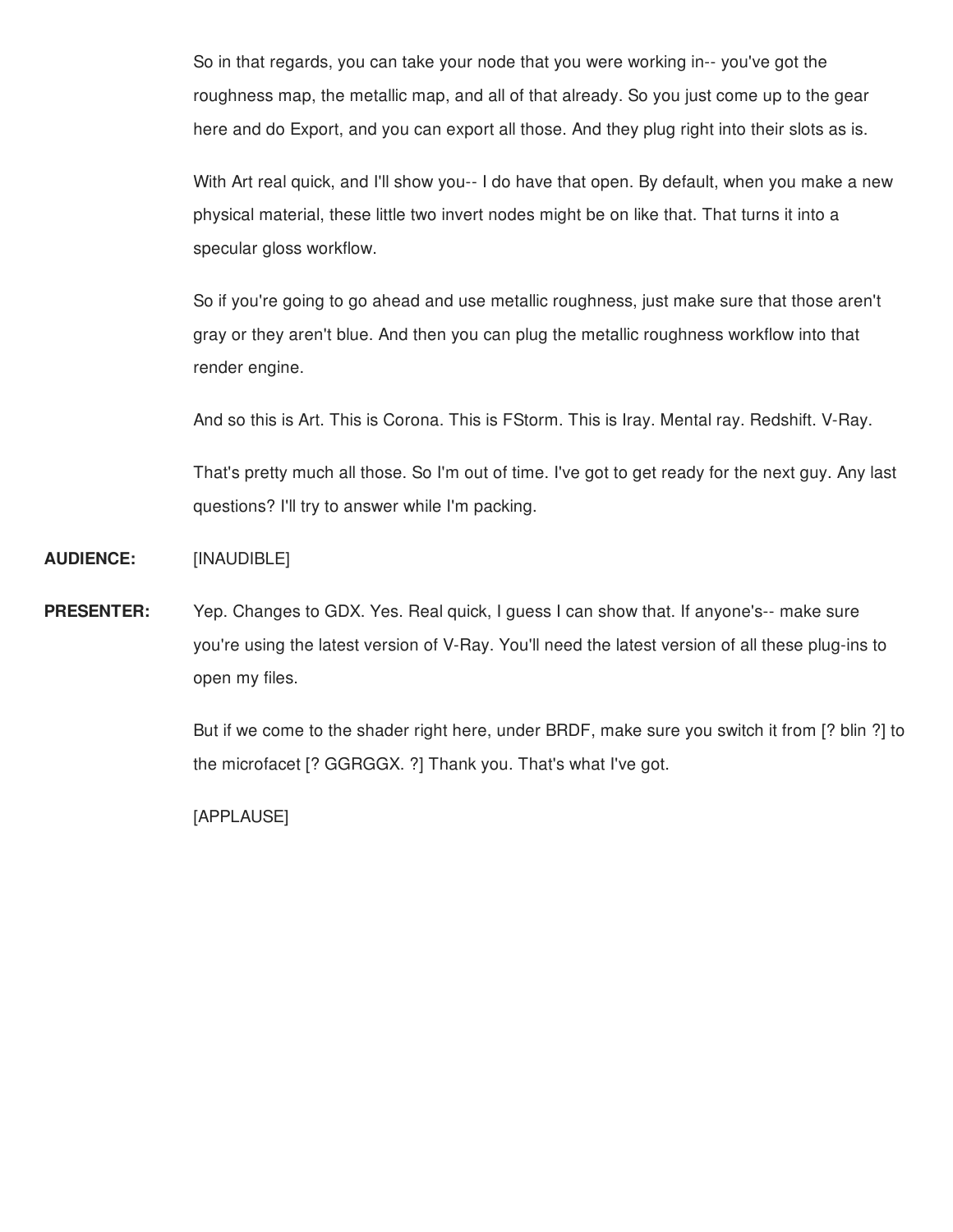So in that regards, you can take your node that you were working in-- you've got the roughness map, the metallic map, and all of that already. So you just come up to the gear here and do Export, and you can export all those. And they plug right into their slots as is.

With Art real quick, and I'll show you-- I do have that open. By default, when you make a new physical material, these little two invert nodes might be on like that. That turns it into a specular gloss workflow.

So if you're going to go ahead and use metallic roughness, just make sure that those aren't gray or they aren't blue. And then you can plug the metallic roughness workflow into that render engine.

And so this is Art. This is Corona. This is FStorm. This is Iray. Mental ray. Redshift. V-Ray.

That's pretty much all those. So I'm out of time. I've got to get ready for the next guy. Any last questions? I'll try to answer while I'm packing.

**AUDIENCE:** [INAUDIBLE]

**PRESENTER:** Yep. Changes to GDX. Yes. Real quick, I guess I can show that. If anyone's-- make sure you're using the latest version of V-Ray. You'll need the latest version of all these plug-ins to open my files.

But if we come to the shader right here, under BRDF, make sure you switch it from [? blin ?] to the microfacet [? GGRGGX. ?] Thank you. That's what I've got.

[APPLAUSE]